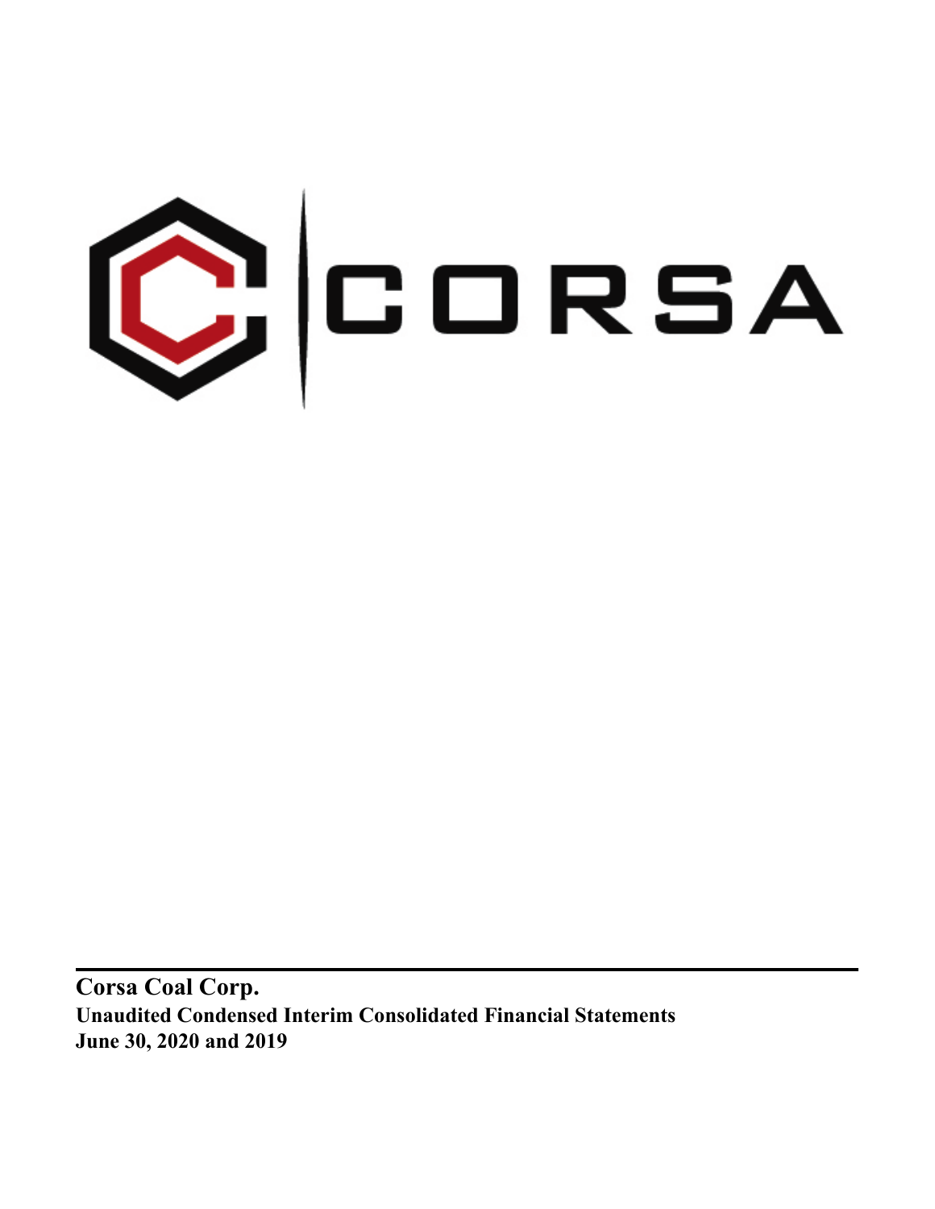CORSA

**Corsa Coal Corp.**

**Unaudited Condensed Interim Consolidated Financial Statements**

**June 30, 2020 and 2019**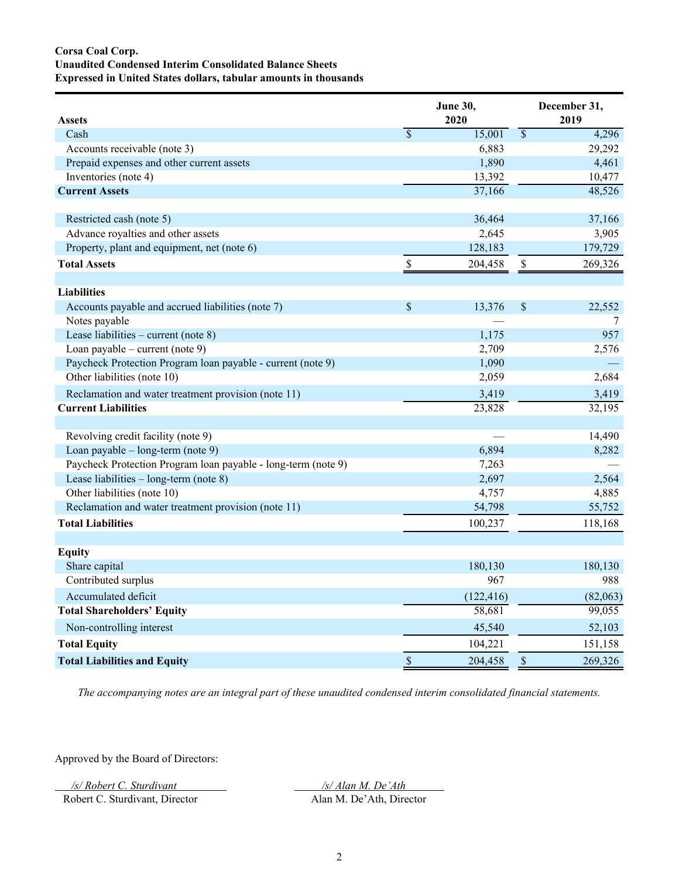**Corsa Coal Corp.**
**Unaudited Condensed Interim Consolidated Balance Sheets**
**Expressed in United States dollars, tabular amounts in thousands**

| **Assets** | **June 30, 2020** | **December 31, 2019** |
|---|---|---|
| Cash | $ 15,001 | $ 4,296 |
| Accounts receivable (note 3) | 6,883 | 29,292 |
| Prepaid expenses and other current assets | 1,890 | 4,461 |
| Inventories (note 4) | 13,392 | 10,477 |
| **Current Assets** | 37,166 | 48,526 |
| | | |
| Restricted cash (note 5) | 36,464 | 37,166 |
| Advance royalties and other assets | 2,645 | 3,905 |
| Property, plant and equipment, net (note 6) | 128,183 | 179,729 |
| **Total Assets** | $ 204,458 | $ 269,326 |
| | | |
| **Liabilities** | | |
| Accounts payable and accrued liabilities (note 7) | $ 13,376 | $ 22,552 |
| Notes payable | — | 7 |
| Lease liabilities – current (note 8) | 1,175 | 957 |
| Loan payable – current (note 9) | 2,709 | 2,576 |
| Paycheck Protection Program loan payable - current (note 9) | 1,090 | — |
| Other liabilities (note 10) | 2,059 | 2,684 |
| Reclamation and water treatment provision (note 11) | 3,419 | 3,419 |
| **Current Liabilities** | 23,828 | 32,195 |
| | | |
| Revolving credit facility (note 9) | — | 14,490 |
| Loan payable – long-term (note 9) | 6,894 | 8,282 |
| Paycheck Protection Program loan payable - long-term (note 9) | 7,263 | — |
| Lease liabilities – long-term (note 8) | 2,697 | 2,564 |
| Other liabilities (note 10) | 4,757 | 4,885 |
| Reclamation and water treatment provision (note 11) | 54,798 | 55,752 |
| **Total Liabilities** | 100,237 | 118,168 |
| | | |
| **Equity** | | |
| Share capital | 180,130 | 180,130 |
| Contributed surplus | 967 | 988 |
| Accumulated deficit | (122,416) | (82,063) |
| **Total Shareholders' Equity** | 58,681 | 99,055 |
| Non-controlling interest | 45,540 | 52,103 |
| **Total Equity** | 104,221 | 151,158 |
| **Total Liabilities and Equity** | $ 204,458 | $ 269,326 |

*The accompanying notes are an integral part of these unaudited condensed interim consolidated financial statements.*

Approved by the Board of Directors:

/s/ Robert C. Sturdivant
Robert C. Sturdivant, Director

/s/ Alan M. De'Ath
Alan M. De'Ath, Director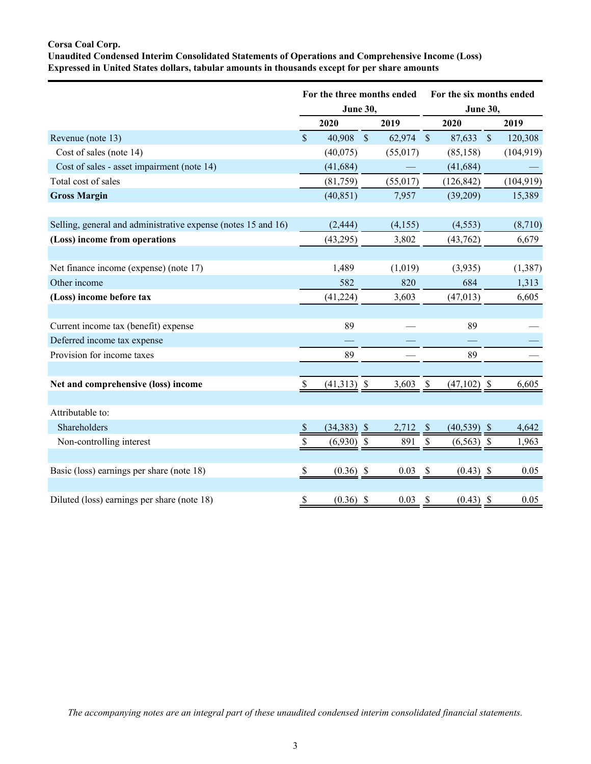**Corsa Coal Corp.**
**Unaudited Condensed Interim Consolidated Statements of Operations and Comprehensive Income (Loss)**
**Expressed in United States dollars, tabular amounts in thousands except for per share amounts**

| | For the three months ended June 30, | | For the six months ended June 30, | |
|---|---|---|---|---|
| | **2020** | **2019** | **2020** | **2019** |
| Revenue (note 13) | $ 40,908 | $ 62,974 | $ 87,633 | $ 120,308 |
| Cost of sales (note 14) | (40,075) | (55,017) | (85,158) | (104,919) |
| Cost of sales - asset impairment (note 14) | (41,684) | — | (41,684) | — |
| Total cost of sales | (81,759) | (55,017) | (126,842) | (104,919) |
| **Gross Margin** | (40,851) | 7,957 | (39,209) | 15,389 |
| | | | | |
| Selling, general and administrative expense (notes 15 and 16) | (2,444) | (4,155) | (4,553) | (8,710) |
| **(Loss) income from operations** | (43,295) | 3,802 | (43,762) | 6,679 |
| | | | | |
| Net finance income (expense) (note 17) | 1,489 | (1,019) | (3,935) | (1,387) |
| Other income | 582 | 820 | 684 | 1,313 |
| **(Loss) income before tax** | (41,224) | 3,603 | (47,013) | 6,605 |
| | | | | |
| Current income tax (benefit) expense | 89 | — | 89 | — |
| Deferred income tax expense | — | — | — | — |
| Provision for income taxes | 89 | — | 89 | — |
| | | | | |
| **Net and comprehensive (loss) income** | $ (41,313) | $ 3,603 | $ (47,102) | $ 6,605 |
| | | | | |
| Attributable to: | | | | |
| Shareholders | $ (34,383) | $ 2,712 | $ (40,539) | $ 4,642 |
| Non-controlling interest | $ (6,930) | $ 891 | $ (6,563) | $ 1,963 |
| | | | | |
| Basic (loss) earnings per share (note 18) | $ (0.36) | $ 0.03 | $ (0.43) | $ 0.05 |
| | | | | |
| Diluted (loss) earnings per share (note 18) | $ (0.36) | $ 0.03 | $ (0.43) | $ 0.05 |

*The accompanying notes are an integral part of these unaudited condensed interim consolidated financial statements.*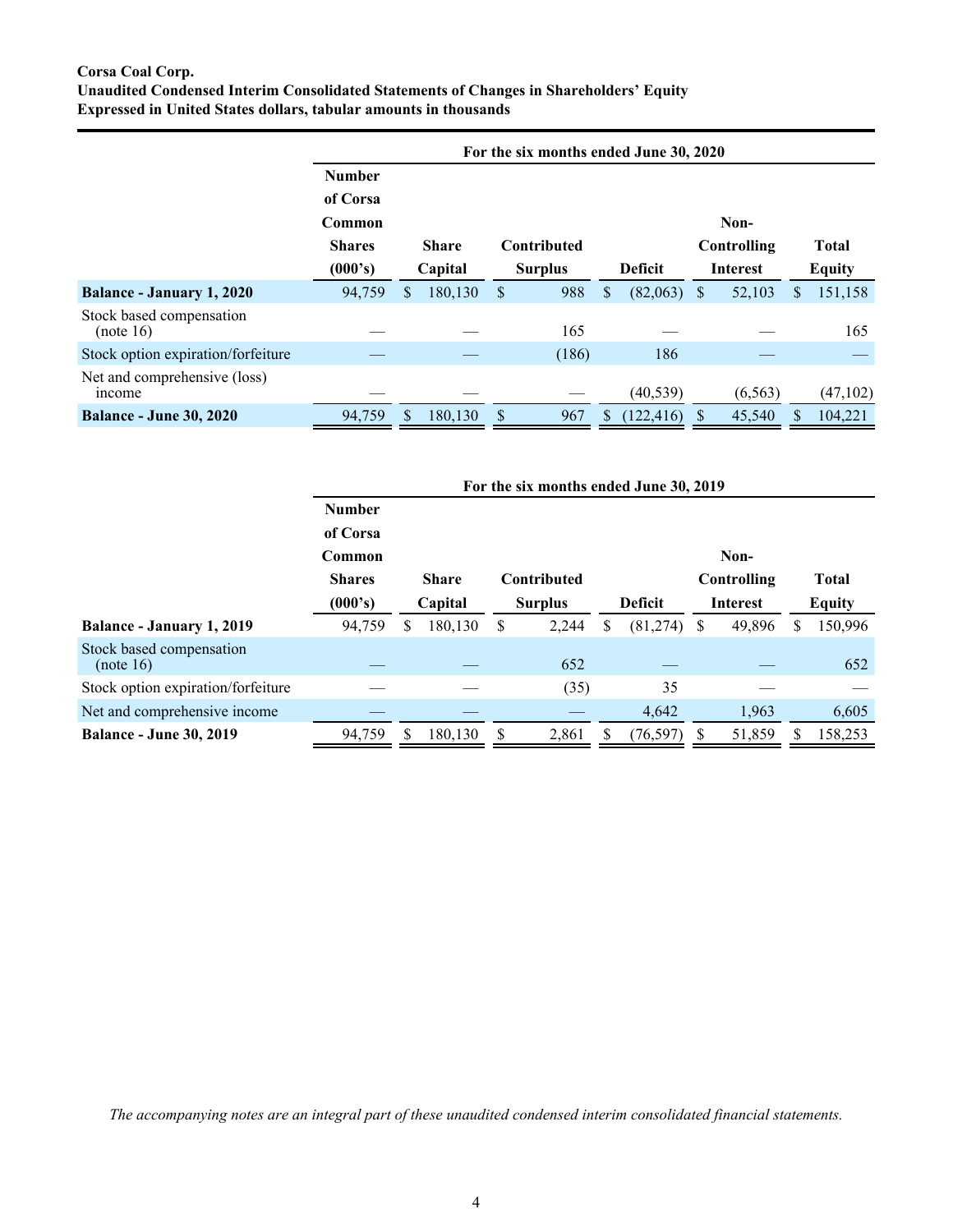**Corsa Coal Corp.**
**Unaudited Condensed Interim Consolidated Statements of Changes in Shareholders' Equity**
**Expressed in United States dollars, tabular amounts in thousands**

| | For the six months ended June 30, 2020 | | | | | |
|---|---|---|---|---|---|---|
| | **Number of Corsa Common Shares (000's)** | **Share Capital** | **Contributed Surplus** | **Deficit** | **Non-Controlling Interest** | **Total Equity** |
| **Balance - January 1, 2020** | 94,759 | $ 180,130 | $ 988 | $ (82,063) | $ 52,103 | $ 151,158 |
| Stock based compensation (note 16) | — | — | 165 | — | — | 165 |
| Stock option expiration/forfeiture | — | — | (186) | 186 | — | — |
| Net and comprehensive (loss) income | — | — | — | (40,539) | (6,563) | (47,102) |
| **Balance - June 30, 2020** | 94,759 | $ 180,130 | $ 967 | $ (122,416) | $ 45,540 | $ 104,221 |

| | For the six months ended June 30, 2019 | | | | | |
|---|---|---|---|---|---|---|
| | **Number of Corsa Common Shares (000's)** | **Share Capital** | **Contributed Surplus** | **Deficit** | **Non-Controlling Interest** | **Total Equity** |
| **Balance - January 1, 2019** | 94,759 | $ 180,130 | $ 2,244 | $ (81,274) | $ 49,896 | $ 150,996 |
| Stock based compensation (note 16) | — | — | 652 | — | — | 652 |
| Stock option expiration/forfeiture | — | — | (35) | 35 | — | — |
| Net and comprehensive income | — | — | — | 4,642 | 1,963 | 6,605 |
| **Balance - June 30, 2019** | 94,759 | $ 180,130 | $ 2,861 | $ (76,597) | $ 51,859 | $ 158,253 |

*The accompanying notes are an integral part of these unaudited condensed interim consolidated financial statements.*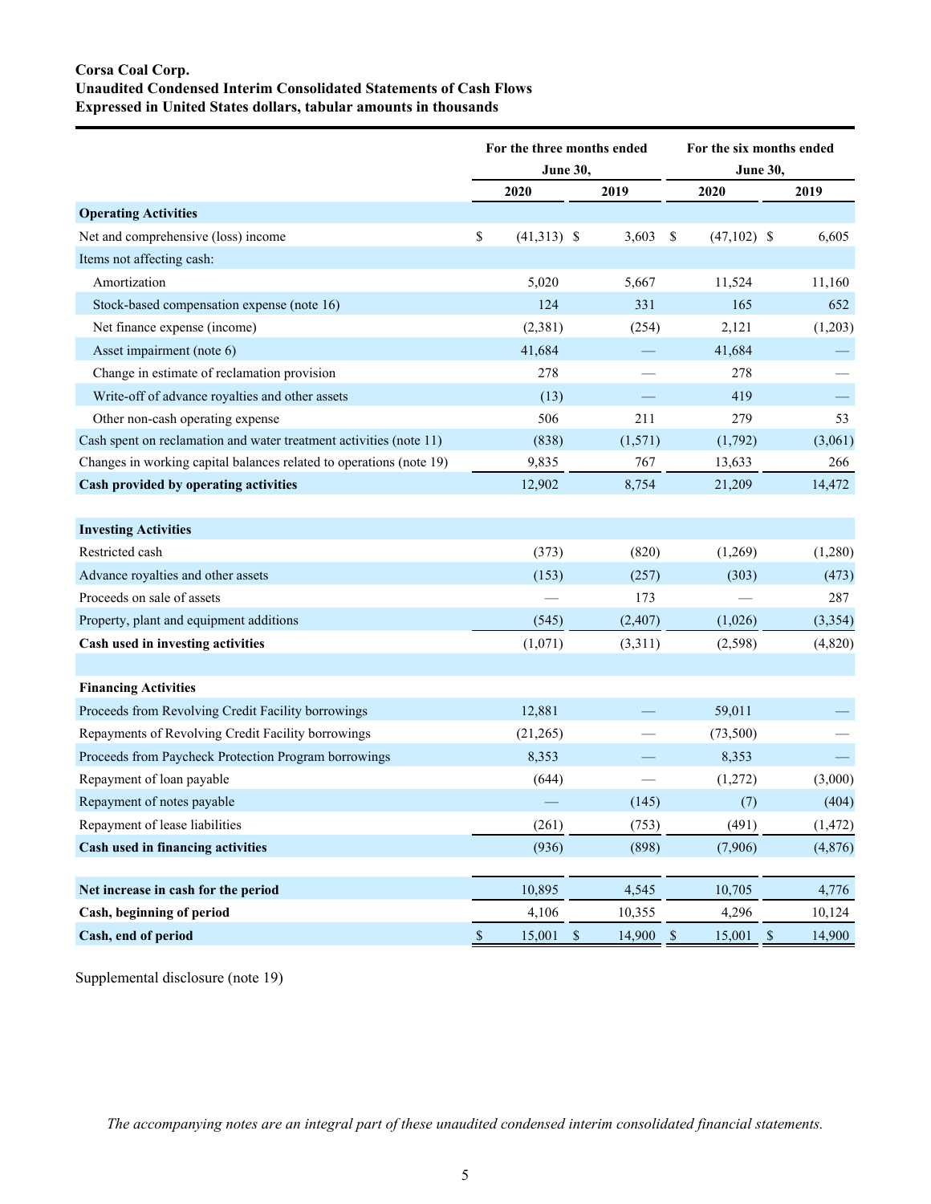**Corsa Coal Corp.**
**Unaudited Condensed Interim Consolidated Statements of Cash Flows**
**Expressed in United States dollars, tabular amounts in thousands**

| | For the three months ended June 30, | | For the six months ended June 30, | |
|---|---|---|---|---|
| | 2020 | 2019 | 2020 | 2019 |
| **Operating Activities** | | | | |
| Net and comprehensive (loss) income | $ (41,313) | $ 3,603 | $ (47,102) | $ 6,605 |
| Items not affecting cash: | | | | |
| Amortization | 5,020 | 5,667 | 11,524 | 11,160 |
| Stock-based compensation expense (note 16) | 124 | 331 | 165 | 652 |
| Net finance expense (income) | (2,381) | (254) | 2,121 | (1,203) |
| Asset impairment (note 6) | 41,684 | — | 41,684 | — |
| Change in estimate of reclamation provision | 278 | — | 278 | — |
| Write-off of advance royalties and other assets | (13) | — | 419 | — |
| Other non-cash operating expense | 506 | 211 | 279 | 53 |
| Cash spent on reclamation and water treatment activities (note 11) | (838) | (1,571) | (1,792) | (3,061) |
| Changes in working capital balances related to operations (note 19) | 9,835 | 767 | 13,633 | 266 |
| **Cash provided by operating activities** | 12,902 | 8,754 | 21,209 | 14,472 |
| | | | | |
| **Investing Activities** | | | | |
| Restricted cash | (373) | (820) | (1,269) | (1,280) |
| Advance royalties and other assets | (153) | (257) | (303) | (473) |
| Proceeds on sale of assets | — | 173 | — | 287 |
| Property, plant and equipment additions | (545) | (2,407) | (1,026) | (3,354) |
| **Cash used in investing activities** | (1,071) | (3,311) | (2,598) | (4,820) |
| | | | | |
| **Financing Activities** | | | | |
| Proceeds from Revolving Credit Facility borrowings | 12,881 | — | 59,011 | — |
| Repayments of Revolving Credit Facility borrowings | (21,265) | — | (73,500) | — |
| Proceeds from Paycheck Protection Program borrowings | 8,353 | — | 8,353 | — |
| Repayment of loan payable | (644) | — | (1,272) | (3,000) |
| Repayment of notes payable | — | (145) | (7) | (404) |
| Repayment of lease liabilities | (261) | (753) | (491) | (1,472) |
| **Cash used in financing activities** | (936) | (898) | (7,906) | (4,876) |
| | | | | |
| **Net increase in cash for the period** | 10,895 | 4,545 | 10,705 | 4,776 |
| **Cash, beginning of period** | 4,106 | 10,355 | 4,296 | 10,124 |
| **Cash, end of period** | $ 15,001 | $ 14,900 | $ 15,001 | $ 14,900 |

Supplemental disclosure (note 19)

*The accompanying notes are an integral part of these unaudited condensed interim consolidated financial statements.*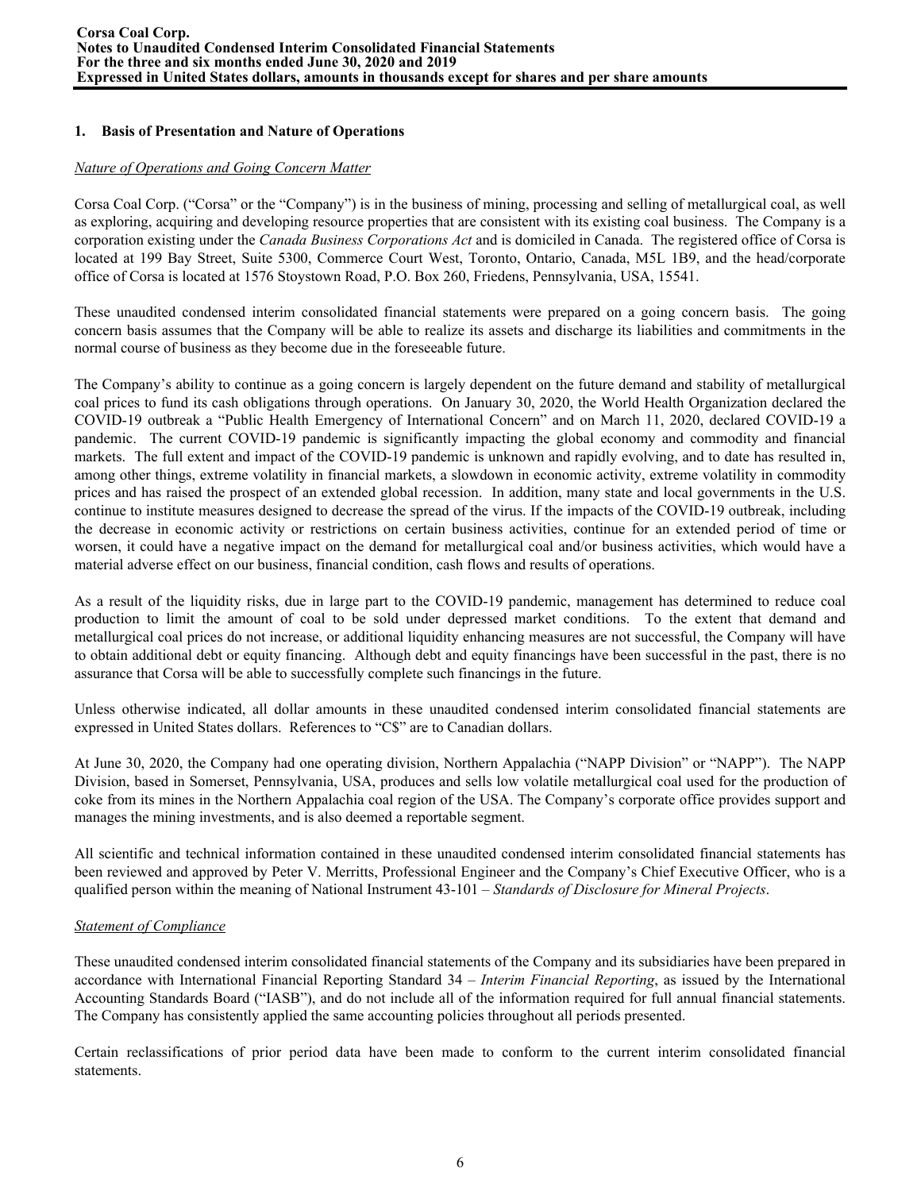## 1. Basis of Presentation and Nature of Operations

*Nature of Operations and Going Concern Matter*

Corsa Coal Corp. ("Corsa" or the "Company") is in the business of mining, processing and selling of metallurgical coal, as well as exploring, acquiring and developing resource properties that are consistent with its existing coal business. The Company is a corporation existing under the *Canada Business Corporations Act* and is domiciled in Canada. The registered office of Corsa is located at 199 Bay Street, Suite 5300, Commerce Court West, Toronto, Ontario, Canada, M5L 1B9, and the head/corporate office of Corsa is located at 1576 Stoystown Road, P.O. Box 260, Friedens, Pennsylvania, USA, 15541.

These unaudited condensed interim consolidated financial statements were prepared on a going concern basis. The going concern basis assumes that the Company will be able to realize its assets and discharge its liabilities and commitments in the normal course of business as they become due in the foreseeable future.

The Company's ability to continue as a going concern is largely dependent on the future demand and stability of metallurgical coal prices to fund its cash obligations through operations. On January 30, 2020, the World Health Organization declared the COVID-19 outbreak a "Public Health Emergency of International Concern" and on March 11, 2020, declared COVID-19 a pandemic. The current COVID-19 pandemic is significantly impacting the global economy and commodity and financial markets. The full extent and impact of the COVID-19 pandemic is unknown and rapidly evolving, and to date has resulted in, among other things, extreme volatility in financial markets, a slowdown in economic activity, extreme volatility in commodity prices and has raised the prospect of an extended global recession. In addition, many state and local governments in the U.S. continue to institute measures designed to decrease the spread of the virus. If the impacts of the COVID-19 outbreak, including the decrease in economic activity or restrictions on certain business activities, continue for an extended period of time or worsen, it could have a negative impact on the demand for metallurgical coal and/or business activities, which would have a material adverse effect on our business, financial condition, cash flows and results of operations.

As a result of the liquidity risks, due in large part to the COVID-19 pandemic, management has determined to reduce coal production to limit the amount of coal to be sold under depressed market conditions. To the extent that demand and metallurgical coal prices do not increase, or additional liquidity enhancing measures are not successful, the Company will have to obtain additional debt or equity financing. Although debt and equity financings have been successful in the past, there is no assurance that Corsa will be able to successfully complete such financings in the future.

Unless otherwise indicated, all dollar amounts in these unaudited condensed interim consolidated financial statements are expressed in United States dollars. References to "C$" are to Canadian dollars.

At June 30, 2020, the Company had one operating division, Northern Appalachia ("NAPP Division" or "NAPP"). The NAPP Division, based in Somerset, Pennsylvania, USA, produces and sells low volatile metallurgical coal used for the production of coke from its mines in the Northern Appalachia coal region of the USA. The Company's corporate office provides support and manages the mining investments, and is also deemed a reportable segment.

All scientific and technical information contained in these unaudited condensed interim consolidated financial statements has been reviewed and approved by Peter V. Merritts, Professional Engineer and the Company's Chief Executive Officer, who is a qualified person within the meaning of National Instrument 43-101 – *Standards of Disclosure for Mineral Projects*.

*Statement of Compliance*

These unaudited condensed interim consolidated financial statements of the Company and its subsidiaries have been prepared in accordance with International Financial Reporting Standard 34 – *Interim Financial Reporting*, as issued by the International Accounting Standards Board ("IASB"), and do not include all of the information required for full annual financial statements. The Company has consistently applied the same accounting policies throughout all periods presented.

Certain reclassifications of prior period data have been made to conform to the current interim consolidated financial statements.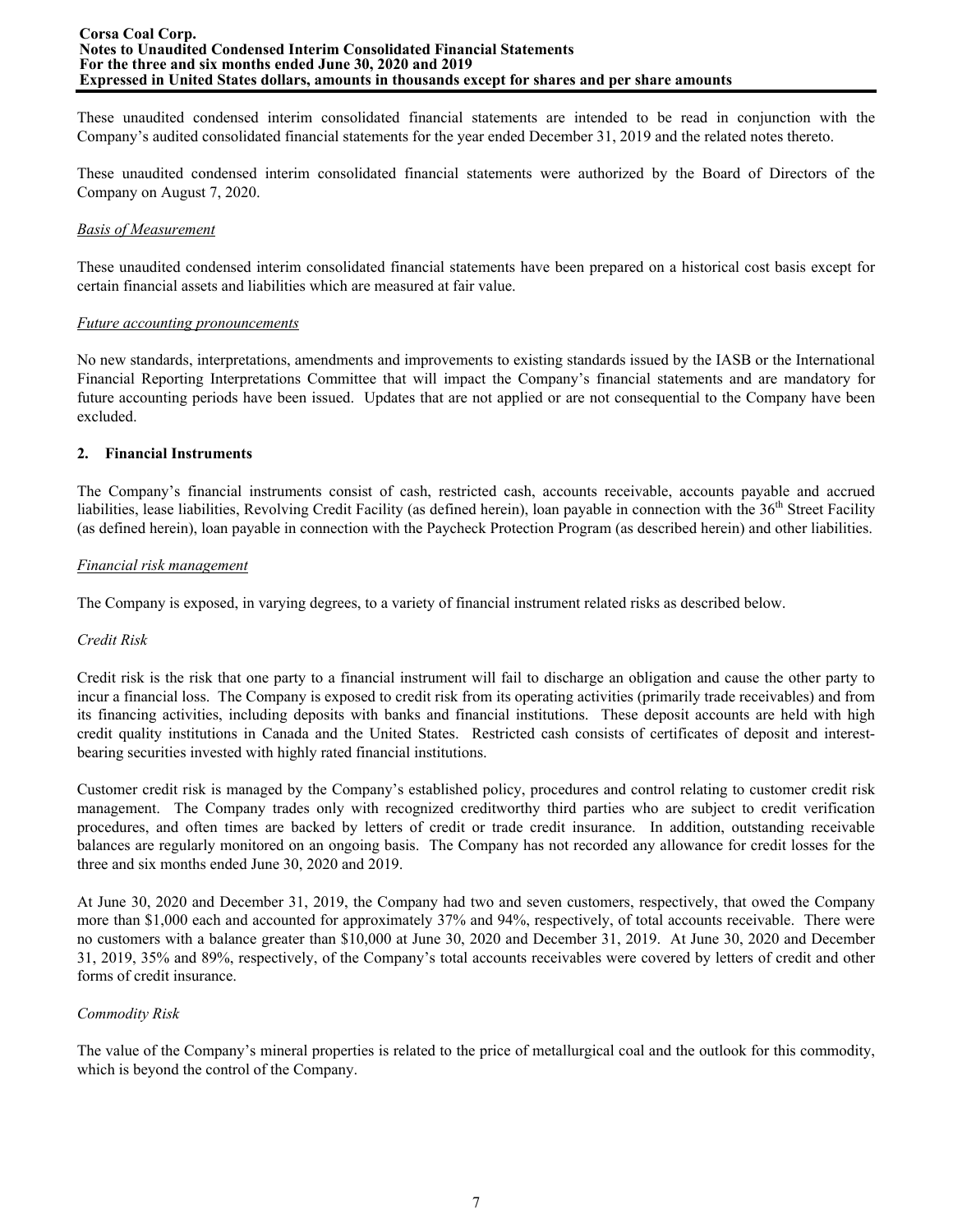These unaudited condensed interim consolidated financial statements are intended to be read in conjunction with the Company's audited consolidated financial statements for the year ended December 31, 2019 and the related notes thereto.

These unaudited condensed interim consolidated financial statements were authorized by the Board of Directors of the Company on August 7, 2020.

*Basis of Measurement*

These unaudited condensed interim consolidated financial statements have been prepared on a historical cost basis except for certain financial assets and liabilities which are measured at fair value.

*Future accounting pronouncements*

No new standards, interpretations, amendments and improvements to existing standards issued by the IASB or the International Financial Reporting Interpretations Committee that will impact the Company's financial statements and are mandatory for future accounting periods have been issued. Updates that are not applied or are not consequential to the Company have been excluded.

## 2. Financial Instruments

The Company's financial instruments consist of cash, restricted cash, accounts receivable, accounts payable and accrued liabilities, lease liabilities, Revolving Credit Facility (as defined herein), loan payable in connection with the 36th Street Facility (as defined herein), loan payable in connection with the Paycheck Protection Program (as described herein) and other liabilities.

*Financial risk management*

The Company is exposed, in varying degrees, to a variety of financial instrument related risks as described below.

*Credit Risk*

Credit risk is the risk that one party to a financial instrument will fail to discharge an obligation and cause the other party to incur a financial loss. The Company is exposed to credit risk from its operating activities (primarily trade receivables) and from its financing activities, including deposits with banks and financial institutions. These deposit accounts are held with high credit quality institutions in Canada and the United States. Restricted cash consists of certificates of deposit and interest-bearing securities invested with highly rated financial institutions.

Customer credit risk is managed by the Company's established policy, procedures and control relating to customer credit risk management. The Company trades only with recognized creditworthy third parties who are subject to credit verification procedures, and often times are backed by letters of credit or trade credit insurance. In addition, outstanding receivable balances are regularly monitored on an ongoing basis. The Company has not recorded any allowance for credit losses for the three and six months ended June 30, 2020 and 2019.

At June 30, 2020 and December 31, 2019, the Company had two and seven customers, respectively, that owed the Company more than $1,000 each and accounted for approximately 37% and 94%, respectively, of total accounts receivable. There were no customers with a balance greater than $10,000 at June 30, 2020 and December 31, 2019. At June 30, 2020 and December 31, 2019, 35% and 89%, respectively, of the Company's total accounts receivables were covered by letters of credit and other forms of credit insurance.

*Commodity Risk*

The value of the Company's mineral properties is related to the price of metallurgical coal and the outlook for this commodity, which is beyond the control of the Company.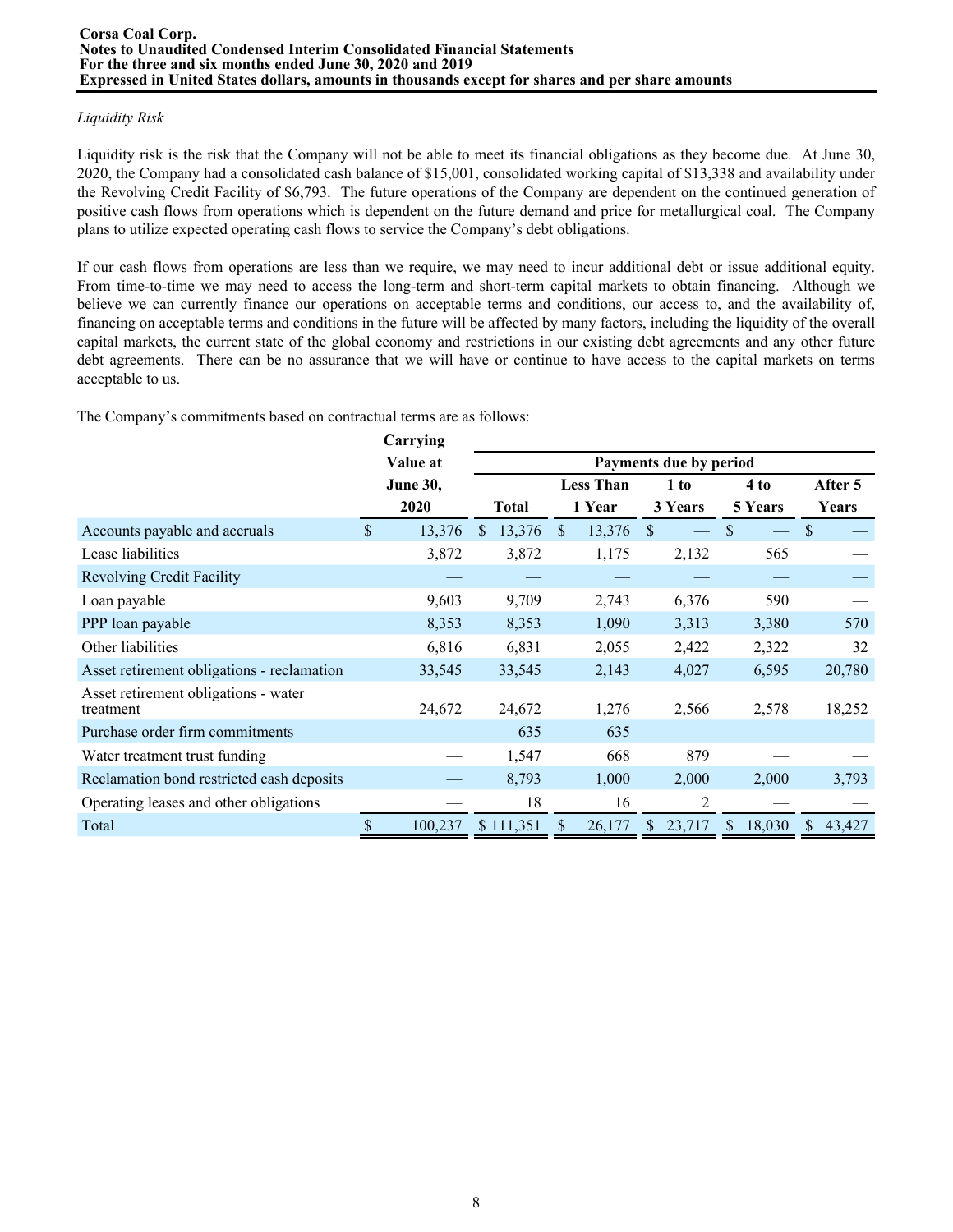*Liquidity Risk*

Liquidity risk is the risk that the Company will not be able to meet its financial obligations as they become due. At June 30, 2020, the Company had a consolidated cash balance of $15,001, consolidated working capital of $13,338 and availability under the Revolving Credit Facility of $6,793. The future operations of the Company are dependent on the continued generation of positive cash flows from operations which is dependent on the future demand and price for metallurgical coal. The Company plans to utilize expected operating cash flows to service the Company's debt obligations.

If our cash flows from operations are less than we require, we may need to incur additional debt or issue additional equity. From time-to-time we may need to access the long-term and short-term capital markets to obtain financing. Although we believe we can currently finance our operations on acceptable terms and conditions, our access to, and the availability of, financing on acceptable terms and conditions in the future will be affected by many factors, including the liquidity of the overall capital markets, the current state of the global economy and restrictions in our existing debt agreements and any other future debt agreements. There can be no assurance that we will have or continue to have access to the capital markets on terms acceptable to us.

The Company's commitments based on contractual terms are as follows:

| | Carrying Value at June 30, 2020 | Payments due by period | | | | |
|---|---|---|---|---|---|---|
| | | Total | Less Than 1 Year | 1 to 3 Years | 4 to 5 Years | After 5 Years |
| Accounts payable and accruals | $ 13,376 | $ 13,376 | $ 13,376 | $ — | $ — | $ — |
| Lease liabilities | 3,872 | 3,872 | 1,175 | 2,132 | 565 | — |
| Revolving Credit Facility | — | — | — | — | — | — |
| Loan payable | 9,603 | 9,709 | 2,743 | 6,376 | 590 | — |
| PPP loan payable | 8,353 | 8,353 | 1,090 | 3,313 | 3,380 | 570 |
| Other liabilities | 6,816 | 6,831 | 2,055 | 2,422 | 2,322 | 32 |
| Asset retirement obligations - reclamation | 33,545 | 33,545 | 2,143 | 4,027 | 6,595 | 20,780 |
| Asset retirement obligations - water treatment | 24,672 | 24,672 | 1,276 | 2,566 | 2,578 | 18,252 |
| Purchase order firm commitments | — | 635 | 635 | — | — | — |
| Water treatment trust funding | — | 1,547 | 668 | 879 | — | — |
| Reclamation bond restricted cash deposits | — | 8,793 | 1,000 | 2,000 | 2,000 | 3,793 |
| Operating leases and other obligations | — | 18 | 16 | 2 | — | — |
| Total | $ 100,237 | $ 111,351 | $ 26,177 | $ 23,717 | $ 18,030 | $ 43,427 |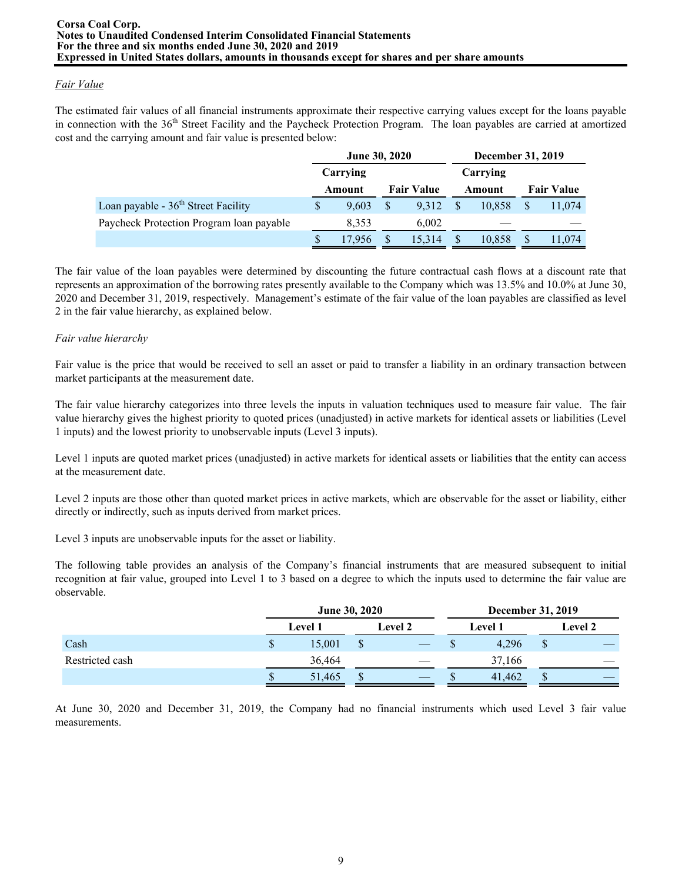*Fair Value*

The estimated fair values of all financial instruments approximate their respective carrying values except for the loans payable in connection with the 36th Street Facility and the Paycheck Protection Program. The loan payables are carried at amortized cost and the carrying amount and fair value is presented below:

| | June 30, 2020 | | December 31, 2019 | |
|---|---|---|---|---|
| | Carrying Amount | Fair Value | Carrying Amount | Fair Value |
| Loan payable - 36th Street Facility | $ 9,603 | $ 9,312 | $ 10,858 | $ 11,074 |
| Paycheck Protection Program loan payable | 8,353 | 6,002 | — | — |
| | $ 17,956 | $ 15,314 | $ 10,858 | $ 11,074 |

The fair value of the loan payables were determined by discounting the future contractual cash flows at a discount rate that represents an approximation of the borrowing rates presently available to the Company which was 13.5% and 10.0% at June 30, 2020 and December 31, 2019, respectively. Management's estimate of the fair value of the loan payables are classified as level 2 in the fair value hierarchy, as explained below.

*Fair value hierarchy*

Fair value is the price that would be received to sell an asset or paid to transfer a liability in an ordinary transaction between market participants at the measurement date.

The fair value hierarchy categorizes into three levels the inputs in valuation techniques used to measure fair value. The fair value hierarchy gives the highest priority to quoted prices (unadjusted) in active markets for identical assets or liabilities (Level 1 inputs) and the lowest priority to unobservable inputs (Level 3 inputs).

Level 1 inputs are quoted market prices (unadjusted) in active markets for identical assets or liabilities that the entity can access at the measurement date.

Level 2 inputs are those other than quoted market prices in active markets, which are observable for the asset or liability, either directly or indirectly, such as inputs derived from market prices.

Level 3 inputs are unobservable inputs for the asset or liability.

The following table provides an analysis of the Company's financial instruments that are measured subsequent to initial recognition at fair value, grouped into Level 1 to 3 based on a degree to which the inputs used to determine the fair value are observable.

| | June 30, 2020 | | December 31, 2019 | |
|---|---|---|---|---|
| | Level 1 | Level 2 | Level 1 | Level 2 |
| Cash | $ 15,001 | $ — | $ 4,296 | $ — |
| Restricted cash | 36,464 | — | 37,166 | — |
| | $ 51,465 | $ — | $ 41,462 | $ — |

At June 30, 2020 and December 31, 2019, the Company had no financial instruments which used Level 3 fair value measurements.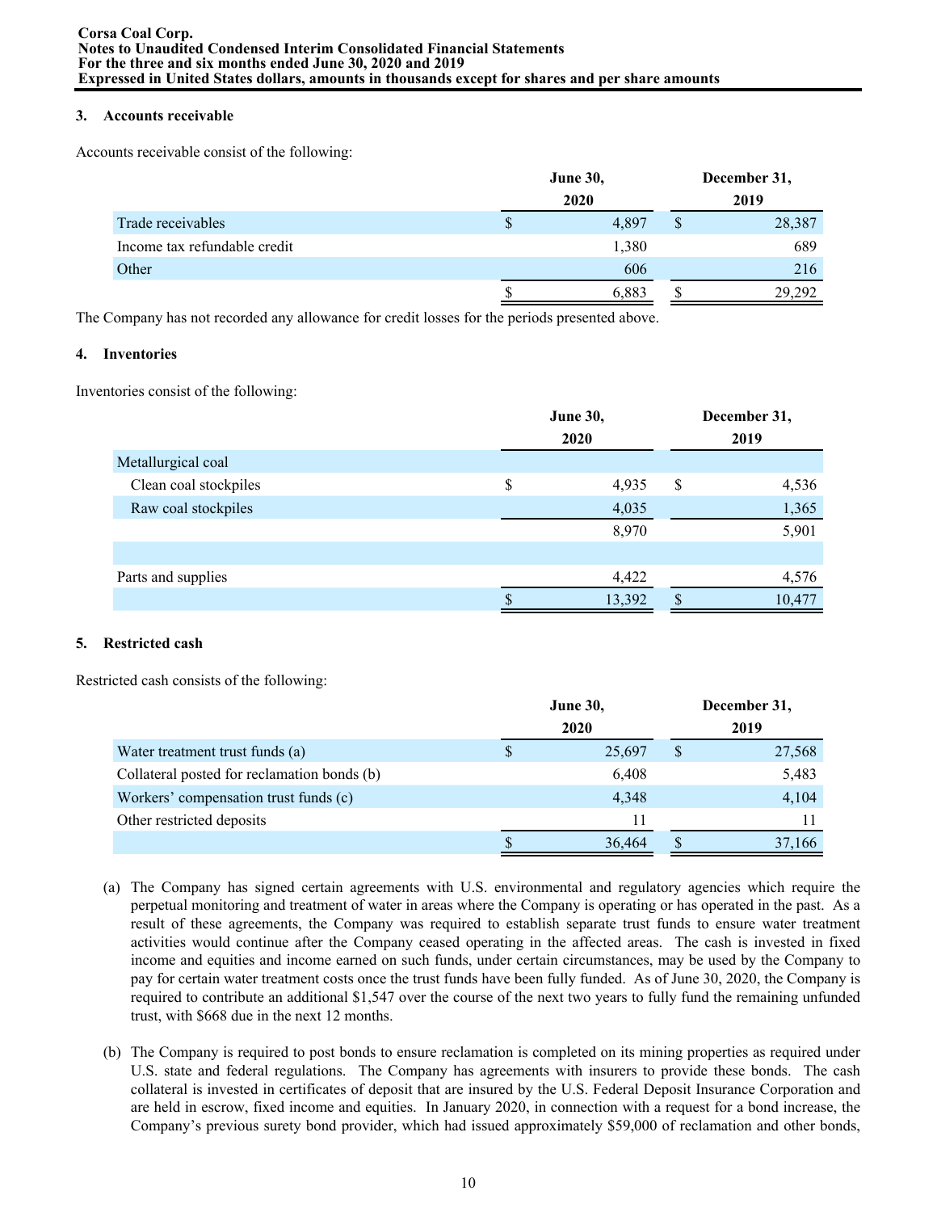### 3. Accounts receivable

Accounts receivable consist of the following:

| | June 30, 2020 | December 31, 2019 |
|---|---|---|
| Trade receivables | $ 4,897 | $ 28,387 |
| Income tax refundable credit | 1,380 | 689 |
| Other | 606 | 216 |
| | $ 6,883 | $ 29,292 |

The Company has not recorded any allowance for credit losses for the periods presented above.

### 4. Inventories

Inventories consist of the following:

| | June 30, 2020 | December 31, 2019 |
|---|---|---|
| Metallurgical coal | | |
| Clean coal stockpiles | $ 4,935 | $ 4,536 |
| Raw coal stockpiles | 4,035 | 1,365 |
| | 8,970 | 5,901 |
| | | |
| Parts and supplies | 4,422 | 4,576 |
| | $ 13,392 | $ 10,477 |

### 5. Restricted cash

Restricted cash consists of the following:

| | June 30, 2020 | December 31, 2019 |
|---|---|---|
| Water treatment trust funds (a) | $ 25,697 | $ 27,568 |
| Collateral posted for reclamation bonds (b) | 6,408 | 5,483 |
| Workers' compensation trust funds (c) | 4,348 | 4,104 |
| Other restricted deposits | 11 | 11 |
| | $ 36,464 | $ 37,166 |

(a) The Company has signed certain agreements with U.S. environmental and regulatory agencies which require the perpetual monitoring and treatment of water in areas where the Company is operating or has operated in the past. As a result of these agreements, the Company was required to establish separate trust funds to ensure water treatment activities would continue after the Company ceased operating in the affected areas. The cash is invested in fixed income and equities and income earned on such funds, under certain circumstances, may be used by the Company to pay for certain water treatment costs once the trust funds have been fully funded. As of June 30, 2020, the Company is required to contribute an additional $1,547 over the course of the next two years to fully fund the remaining unfunded trust, with $668 due in the next 12 months.

(b) The Company is required to post bonds to ensure reclamation is completed on its mining properties as required under U.S. state and federal regulations. The Company has agreements with insurers to provide these bonds. The cash collateral is invested in certificates of deposit that are insured by the U.S. Federal Deposit Insurance Corporation and are held in escrow, fixed income and equities. In January 2020, in connection with a request for a bond increase, the Company's previous surety bond provider, which had issued approximately $59,000 of reclamation and other bonds,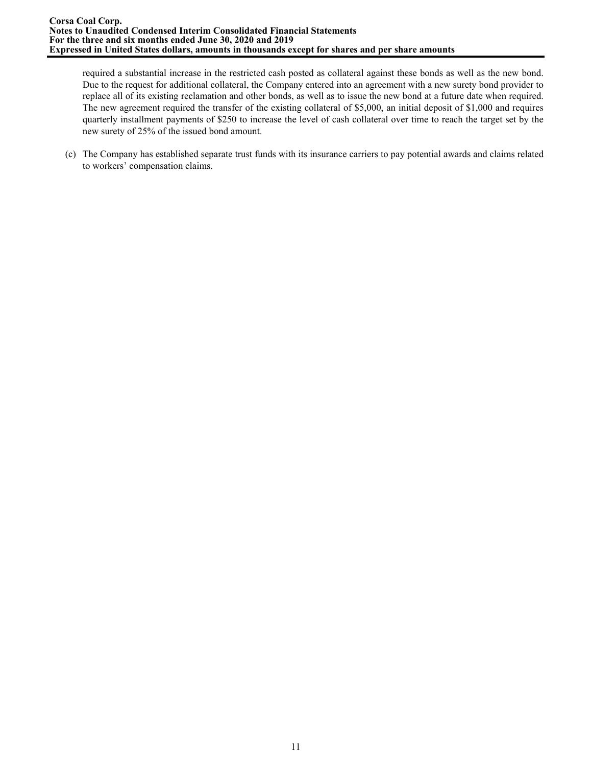required a substantial increase in the restricted cash posted as collateral against these bonds as well as the new bond. Due to the request for additional collateral, the Company entered into an agreement with a new surety bond provider to replace all of its existing reclamation and other bonds, as well as to issue the new bond at a future date when required. The new agreement required the transfer of the existing collateral of $5,000, an initial deposit of $1,000 and requires quarterly installment payments of $250 to increase the level of cash collateral over time to reach the target set by the new surety of 25% of the issued bond amount.

(c) The Company has established separate trust funds with its insurance carriers to pay potential awards and claims related to workers' compensation claims.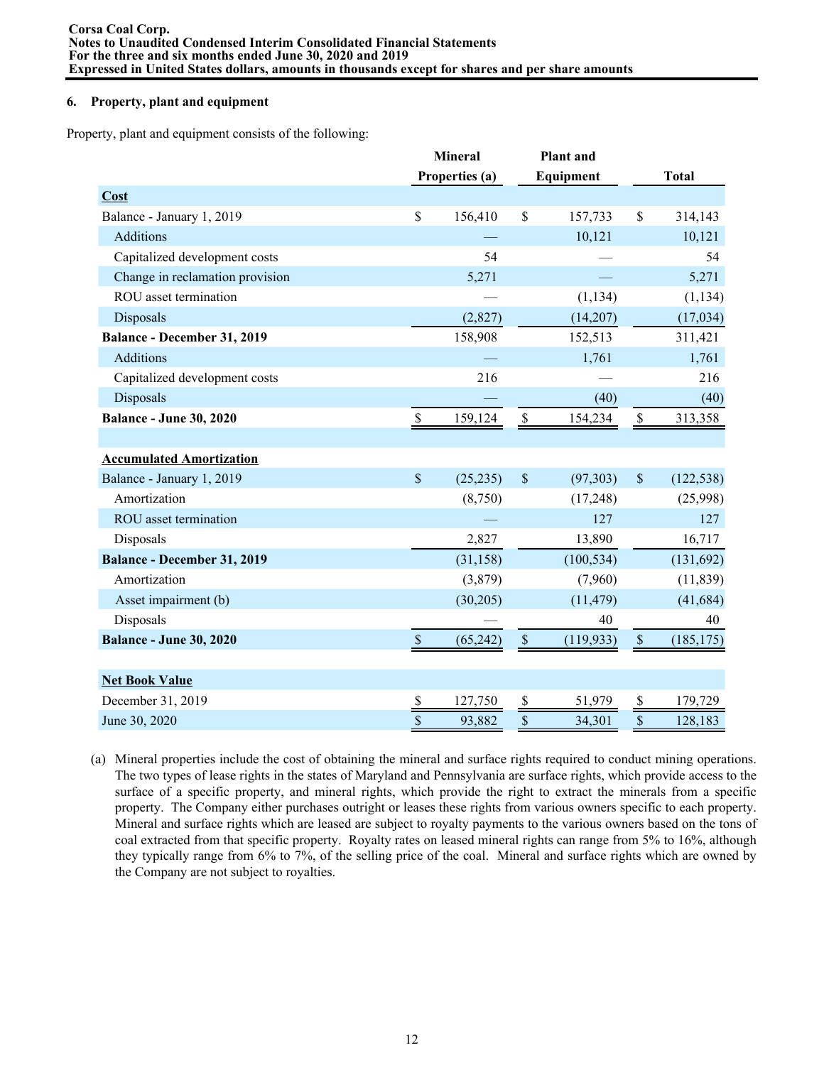### 6. Property, plant and equipment

Property, plant and equipment consists of the following:

| | Mineral Properties (a) | Plant and Equipment | Total |
|---|---|---|---|
| **Cost** | | | |
| Balance - January 1, 2019 | $ 156,410 | $ 157,733 | $ 314,143 |
| Additions | — | 10,121 | 10,121 |
| Capitalized development costs | 54 | — | 54 |
| Change in reclamation provision | 5,271 | — | 5,271 |
| ROU asset termination | — | (1,134) | (1,134) |
| Disposals | (2,827) | (14,207) | (17,034) |
| **Balance - December 31, 2019** | 158,908 | 152,513 | 311,421 |
| Additions | — | 1,761 | 1,761 |
| Capitalized development costs | 216 | — | 216 |
| Disposals | — | (40) | (40) |
| **Balance - June 30, 2020** | $ 159,124 | $ 154,234 | $ 313,358 |
| | | | |
| **Accumulated Amortization** | | | |
| Balance - January 1, 2019 | $ (25,235) | $ (97,303) | $ (122,538) |
| Amortization | (8,750) | (17,248) | (25,998) |
| ROU asset termination | — | 127 | 127 |
| Disposals | 2,827 | 13,890 | 16,717 |
| **Balance - December 31, 2019** | (31,158) | (100,534) | (131,692) |
| Amortization | (3,879) | (7,960) | (11,839) |
| Asset impairment (b) | (30,205) | (11,479) | (41,684) |
| Disposals | — | 40 | 40 |
| **Balance - June 30, 2020** | $ (65,242) | $ (119,933) | $ (185,175) |
| | | | |
| **Net Book Value** | | | |
| December 31, 2019 | $ 127,750 | $ 51,979 | $ 179,729 |
| June 30, 2020 | $ 93,882 | $ 34,301 | $ 128,183 |

(a) Mineral properties include the cost of obtaining the mineral and surface rights required to conduct mining operations. The two types of lease rights in the states of Maryland and Pennsylvania are surface rights, which provide access to the surface of a specific property, and mineral rights, which provide the right to extract the minerals from a specific property. The Company either purchases outright or leases these rights from various owners specific to each property. Mineral and surface rights which are leased are subject to royalty payments to the various owners based on the tons of coal extracted from that specific property. Royalty rates on leased mineral rights can range from 5% to 16%, although they typically range from 6% to 7%, of the selling price of the coal. Mineral and surface rights which are owned by the Company are not subject to royalties.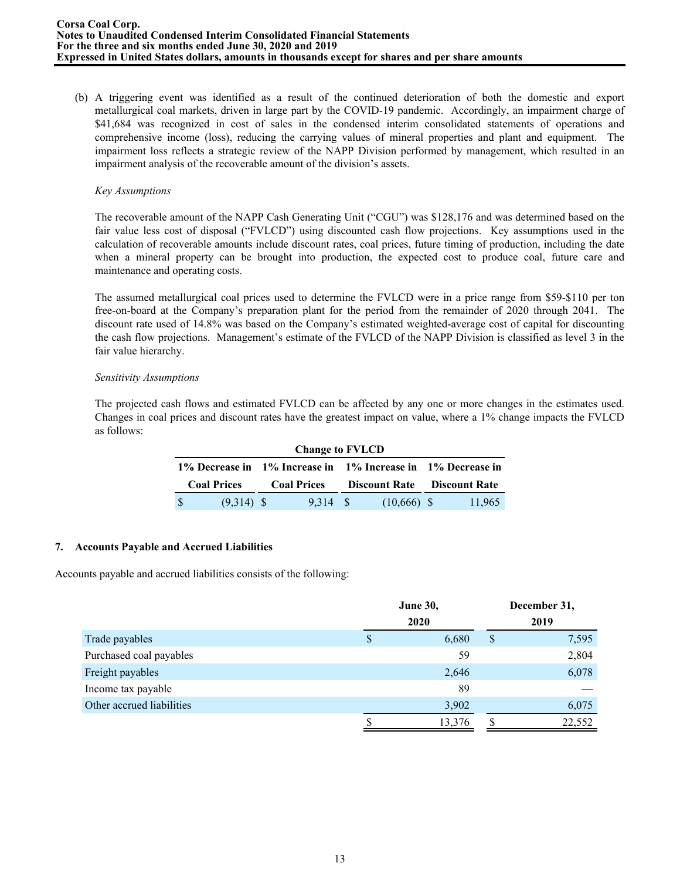(b) A triggering event was identified as a result of the continued deterioration of both the domestic and export metallurgical coal markets, driven in large part by the COVID-19 pandemic. Accordingly, an impairment charge of $41,684 was recognized in cost of sales in the condensed interim consolidated statements of operations and comprehensive income (loss), reducing the carrying values of mineral properties and plant and equipment. The impairment loss reflects a strategic review of the NAPP Division performed by management, which resulted in an impairment analysis of the recoverable amount of the division's assets.

*Key Assumptions*

The recoverable amount of the NAPP Cash Generating Unit ("CGU") was $128,176 and was determined based on the fair value less cost of disposal ("FVLCD") using discounted cash flow projections. Key assumptions used in the calculation of recoverable amounts include discount rates, coal prices, future timing of production, including the date when a mineral property can be brought into production, the expected cost to produce coal, future care and maintenance and operating costs.

The assumed metallurgical coal prices used to determine the FVLCD were in a price range from $59-$110 per ton free-on-board at the Company's preparation plant for the period from the remainder of 2020 through 2041. The discount rate used of 14.8% was based on the Company's estimated weighted-average cost of capital for discounting the cash flow projections. Management's estimate of the FVLCD of the NAPP Division is classified as level 3 in the fair value hierarchy.

*Sensitivity Assumptions*

The projected cash flows and estimated FVLCD can be affected by any one or more changes in the estimates used. Changes in coal prices and discount rates have the greatest impact on value, where a 1% change impacts the FVLCD as follows:

| Change to FVLCD | | | |
|---|---|---|---|
| 1% Decrease in Coal Prices | 1% Increase in Coal Prices | 1% Increase in Discount Rate | 1% Decrease in Discount Rate |
| $ (9,314) | $ 9,314 | $ (10,666) | $ 11,965 |

## 7. Accounts Payable and Accrued Liabilities

Accounts payable and accrued liabilities consists of the following:

| | June 30, 2020 | December 31, 2019 |
|---|---|---|
| Trade payables | $ 6,680 | $ 7,595 |
| Purchased coal payables | 59 | 2,804 |
| Freight payables | 2,646 | 6,078 |
| Income tax payable | 89 | — |
| Other accrued liabilities | 3,902 | 6,075 |
| | $ 13,376 | $ 22,552 |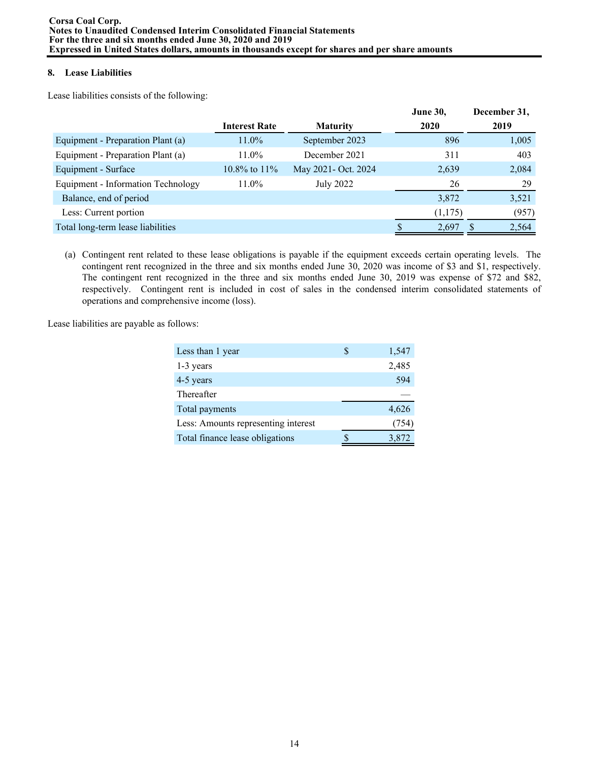## 8. Lease Liabilities

Lease liabilities consists of the following:

| | Interest Rate | Maturity | June 30, 2020 | December 31, 2019 |
|---|---|---|---|---|
| Equipment - Preparation Plant (a) | 11.0% | September 2023 | 896 | 1,005 |
| Equipment - Preparation Plant (a) | 11.0% | December 2021 | 311 | 403 |
| Equipment - Surface | 10.8% to 11% | May 2021- Oct. 2024 | 2,639 | 2,084 |
| Equipment - Information Technology | 11.0% | July 2022 | 26 | 29 |
| Balance, end of period | | | 3,872 | 3,521 |
| Less: Current portion | | | (1,175) | (957) |
| Total long-term lease liabilities | | | $ 2,697 | $ 2,564 |

(a) Contingent rent related to these lease obligations is payable if the equipment exceeds certain operating levels. The contingent rent recognized in the three and six months ended June 30, 2020 was income of $3 and $1, respectively. The contingent rent recognized in the three and six months ended June 30, 2019 was expense of $72 and $82, respectively. Contingent rent is included in cost of sales in the condensed interim consolidated statements of operations and comprehensive income (loss).

Lease liabilities are payable as follows:

| | |
|---|---|
| Less than 1 year | $ 1,547 |
| 1-3 years | 2,485 |
| 4-5 years | 594 |
| Thereafter | — |
| Total payments | 4,626 |
| Less: Amounts representing interest | (754) |
| Total finance lease obligations | $ 3,872 |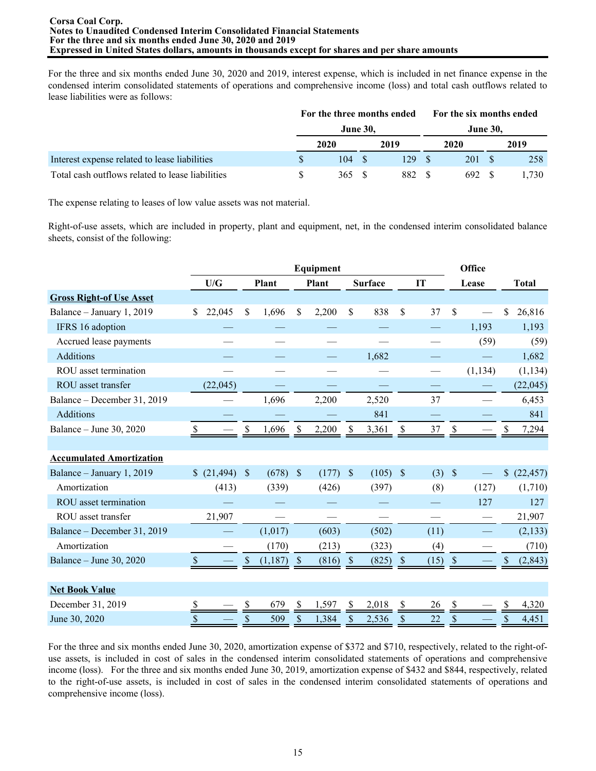For the three and six months ended June 30, 2020 and 2019, interest expense, which is included in net finance expense in the condensed interim consolidated statements of operations and comprehensive income (loss) and total cash outflows related to lease liabilities were as follows:

| | For the three months ended June 30, | | For the six months ended June 30, | |
|---|---|---|---|---|
| | 2020 | 2019 | 2020 | 2019 |
| Interest expense related to lease liabilities | $ 104 | $ 129 | $ 201 | $ 258 |
| Total cash outflows related to lease liabilities | $ 365 | $ 882 | $ 692 | $ 1,730 |

The expense relating to leases of low value assets was not material.

Right-of-use assets, which are included in property, plant and equipment, net, in the condensed interim consolidated balance sheets, consist of the following:

| | Equipment | | | | | Office | |
|---|---|---|---|---|---|---|---|
| | U/G | Plant | Plant | Surface | IT | Lease | Total |
| **Gross Right-of Use Asset** | | | | | | | |
| Balance – January 1, 2019 | $ 22,045 | $ 1,696 | $ 2,200 | $ 838 | $ 37 | $ — | $ 26,816 |
| IFRS 16 adoption | — | — | — | — | — | 1,193 | 1,193 |
| Accrued lease payments | — | — | — | — | — | (59) | (59) |
| Additions | — | — | — | 1,682 | — | — | 1,682 |
| ROU asset termination | — | — | — | — | — | (1,134) | (1,134) |
| ROU asset transfer | (22,045) | — | — | — | — | — | (22,045) |
| Balance – December 31, 2019 | — | 1,696 | 2,200 | 2,520 | 37 | — | 6,453 |
| Additions | — | — | — | 841 | — | — | 841 |
| Balance – June 30, 2020 | $ — | $ 1,696 | $ 2,200 | $ 3,361 | $ 37 | $ — | $ 7,294 |
| | | | | | | | |
| **Accumulated Amortization** | | | | | | | |
| Balance – January 1, 2019 | $ (21,494) | $ (678) | $ (177) | $ (105) | $ (3) | $ — | $ (22,457) |
| Amortization | (413) | (339) | (426) | (397) | (8) | (127) | (1,710) |
| ROU asset termination | — | — | — | — | — | 127 | 127 |
| ROU asset transfer | 21,907 | — | — | — | — | — | 21,907 |
| Balance – December 31, 2019 | — | (1,017) | (603) | (502) | (11) | — | (2,133) |
| Amortization | — | (170) | (213) | (323) | (4) | — | (710) |
| Balance – June 30, 2020 | $ — | $ (1,187) | $ (816) | $ (825) | $ (15) | $ — | $ (2,843) |
| | | | | | | | |
| **Net Book Value** | | | | | | | |
| December 31, 2019 | $ — | $ 679 | $ 1,597 | $ 2,018 | $ 26 | $ — | $ 4,320 |
| June 30, 2020 | $ — | $ 509 | $ 1,384 | $ 2,536 | $ 22 | $ — | $ 4,451 |

For the three and six months ended June 30, 2020, amortization expense of $372 and $710, respectively, related to the right-of-use assets, is included in cost of sales in the condensed interim consolidated statements of operations and comprehensive income (loss). For the three and six months ended June 30, 2019, amortization expense of $432 and $844, respectively, related to the right-of-use assets, is included in cost of sales in the condensed interim consolidated statements of operations and comprehensive income (loss).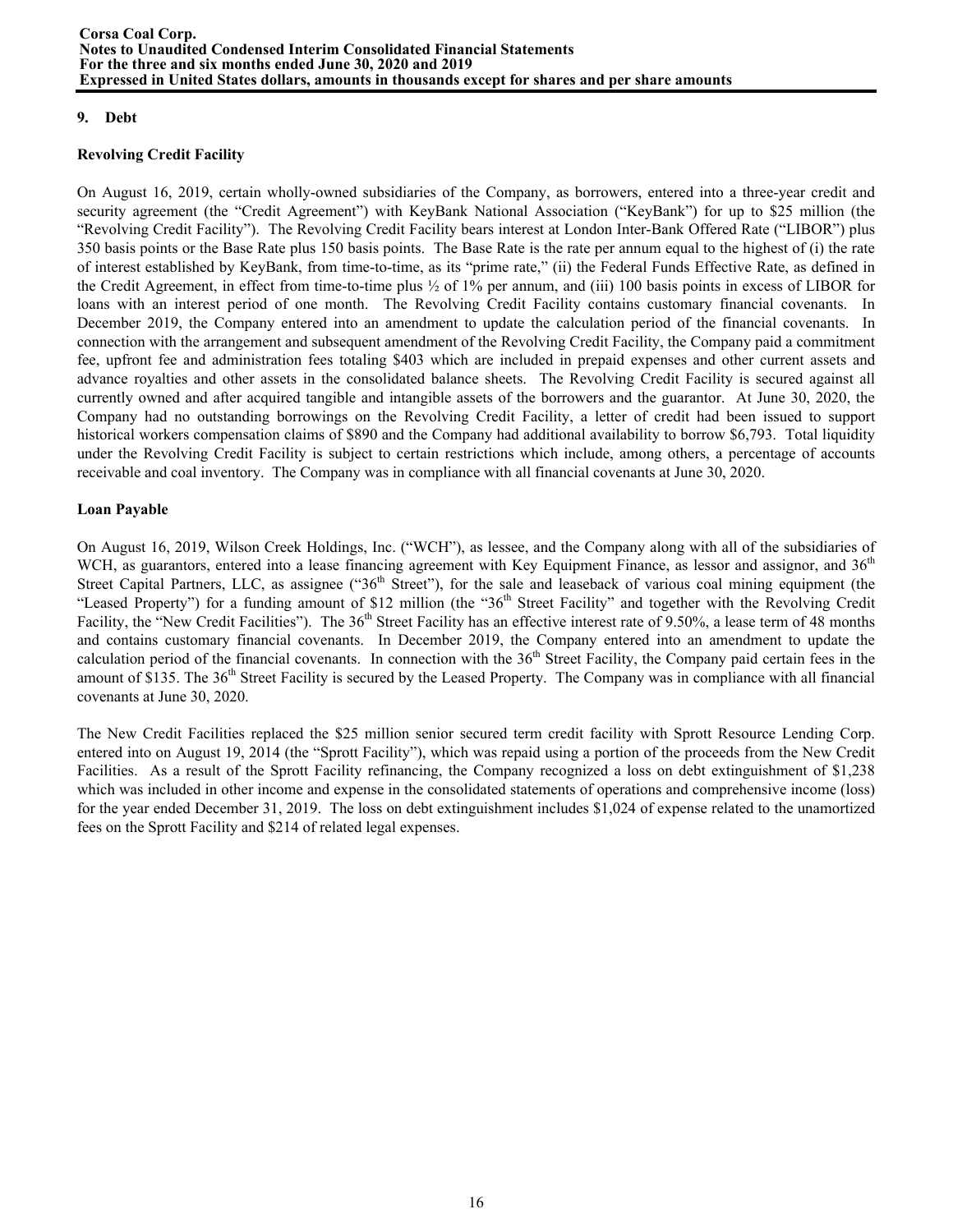## 9. Debt

### Revolving Credit Facility

On August 16, 2019, certain wholly-owned subsidiaries of the Company, as borrowers, entered into a three-year credit and security agreement (the "Credit Agreement") with KeyBank National Association ("KeyBank") for up to $25 million (the "Revolving Credit Facility"). The Revolving Credit Facility bears interest at London Inter-Bank Offered Rate ("LIBOR") plus 350 basis points or the Base Rate plus 150 basis points. The Base Rate is the rate per annum equal to the highest of (i) the rate of interest established by KeyBank, from time-to-time, as its "prime rate," (ii) the Federal Funds Effective Rate, as defined in the Credit Agreement, in effect from time-to-time plus ½ of 1% per annum, and (iii) 100 basis points in excess of LIBOR for loans with an interest period of one month. The Revolving Credit Facility contains customary financial covenants. In December 2019, the Company entered into an amendment to update the calculation period of the financial covenants. In connection with the arrangement and subsequent amendment of the Revolving Credit Facility, the Company paid a commitment fee, upfront fee and administration fees totaling $403 which are included in prepaid expenses and other current assets and advance royalties and other assets in the consolidated balance sheets. The Revolving Credit Facility is secured against all currently owned and after acquired tangible and intangible assets of the borrowers and the guarantor. At June 30, 2020, the Company had no outstanding borrowings on the Revolving Credit Facility, a letter of credit had been issued to support historical workers compensation claims of $890 and the Company had additional availability to borrow $6,793. Total liquidity under the Revolving Credit Facility is subject to certain restrictions which include, among others, a percentage of accounts receivable and coal inventory. The Company was in compliance with all financial covenants at June 30, 2020.

### Loan Payable

On August 16, 2019, Wilson Creek Holdings, Inc. ("WCH"), as lessee, and the Company along with all of the subsidiaries of WCH, as guarantors, entered into a lease financing agreement with Key Equipment Finance, as lessor and assignor, and 36th Street Capital Partners, LLC, as assignee ("36th Street"), for the sale and leaseback of various coal mining equipment (the "Leased Property") for a funding amount of $12 million (the "36th Street Facility" and together with the Revolving Credit Facility, the "New Credit Facilities"). The 36th Street Facility has an effective interest rate of 9.50%, a lease term of 48 months and contains customary financial covenants. In December 2019, the Company entered into an amendment to update the calculation period of the financial covenants. In connection with the 36th Street Facility, the Company paid certain fees in the amount of $135. The 36th Street Facility is secured by the Leased Property. The Company was in compliance with all financial covenants at June 30, 2020.

The New Credit Facilities replaced the $25 million senior secured term credit facility with Sprott Resource Lending Corp. entered into on August 19, 2014 (the "Sprott Facility"), which was repaid using a portion of the proceeds from the New Credit Facilities. As a result of the Sprott Facility refinancing, the Company recognized a loss on debt extinguishment of $1,238 which was included in other income and expense in the consolidated statements of operations and comprehensive income (loss) for the year ended December 31, 2019. The loss on debt extinguishment includes $1,024 of expense related to the unamortized fees on the Sprott Facility and $214 of related legal expenses.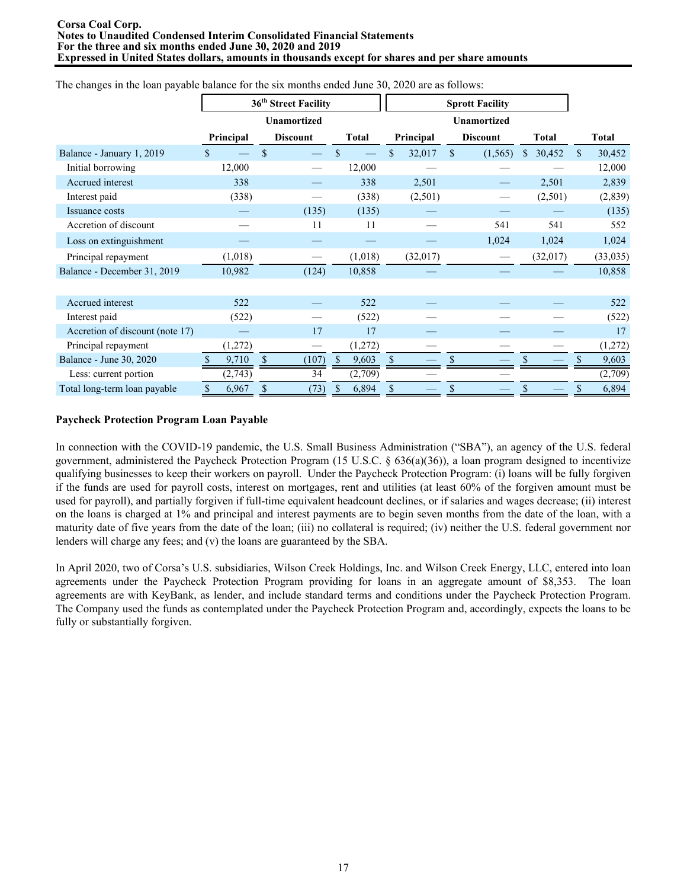The changes in the loan payable balance for the six months ended June 30, 2020 are as follows:

| | 36th Street Facility | | | Sprott Facility | | | |
|---|---|---|---|---|---|---|---|
| | Principal | Unamortized Discount | Total | Principal | Unamortized Discount | Total | Total |
| Balance - January 1, 2019 | $ — | $ — | $ — | $ 32,017 | $ (1,565) | $ 30,452 | $ 30,452 |
| Initial borrowing | 12,000 | — | 12,000 | — | — | — | 12,000 |
| Accrued interest | 338 | — | 338 | 2,501 | — | 2,501 | 2,839 |
| Interest paid | (338) | — | (338) | (2,501) | — | (2,501) | (2,839) |
| Issuance costs | — | (135) | (135) | — | — | — | (135) |
| Accretion of discount | — | 11 | 11 | — | 541 | 541 | 552 |
| Loss on extinguishment | — | — | — | — | 1,024 | 1,024 | 1,024 |
| Principal repayment | (1,018) | — | (1,018) | (32,017) | — | (32,017) | (33,035) |
| Balance - December 31, 2019 | 10,982 | (124) | 10,858 | — | — | — | 10,858 |
| | | | | | | | |
| Accrued interest | 522 | — | 522 | — | — | — | 522 |
| Interest paid | (522) | — | (522) | — | — | — | (522) |
| Accretion of discount (note 17) | — | 17 | 17 | — | — | — | 17 |
| Principal repayment | (1,272) | — | (1,272) | — | — | — | (1,272) |
| Balance - June 30, 2020 | $ 9,710 | $ (107) | $ 9,603 | $ — | $ — | $ — | $ 9,603 |
| Less: current portion | (2,743) | 34 | (2,709) | — | — | | (2,709) |
| Total long-term loan payable | $ 6,967 | $ (73) | $ 6,894 | $ — | $ — | $ — | $ 6,894 |

**Paycheck Protection Program Loan Payable**

In connection with the COVID-19 pandemic, the U.S. Small Business Administration ("SBA"), an agency of the U.S. federal government, administered the Paycheck Protection Program (15 U.S.C. § 636(a)(36)), a loan program designed to incentivize qualifying businesses to keep their workers on payroll. Under the Paycheck Protection Program: (i) loans will be fully forgiven if the funds are used for payroll costs, interest on mortgages, rent and utilities (at least 60% of the forgiven amount must be used for payroll), and partially forgiven if full-time equivalent headcount declines, or if salaries and wages decrease; (ii) interest on the loans is charged at 1% and principal and interest payments are to begin seven months from the date of the loan, with a maturity date of five years from the date of the loan; (iii) no collateral is required; (iv) neither the U.S. federal government nor lenders will charge any fees; and (v) the loans are guaranteed by the SBA.

In April 2020, two of Corsa's U.S. subsidiaries, Wilson Creek Holdings, Inc. and Wilson Creek Energy, LLC, entered into loan agreements under the Paycheck Protection Program providing for loans in an aggregate amount of $8,353. The loan agreements are with KeyBank, as lender, and include standard terms and conditions under the Paycheck Protection Program. The Company used the funds as contemplated under the Paycheck Protection Program and, accordingly, expects the loans to be fully or substantially forgiven.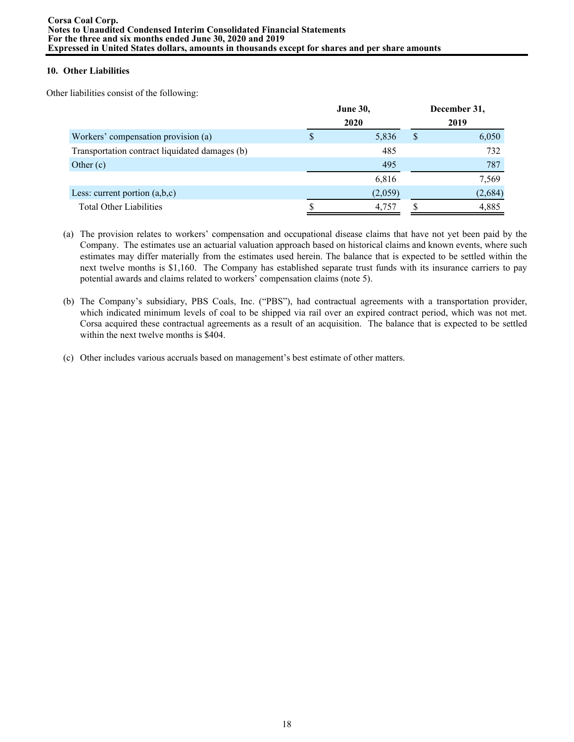## 10. Other Liabilities

Other liabilities consist of the following:

| | June 30, 2020 | December 31, 2019 |
|---|---|---|
| Workers' compensation provision (a) | $ 5,836 | $ 6,050 |
| Transportation contract liquidated damages (b) | 485 | 732 |
| Other (c) | 495 | 787 |
| | 6,816 | 7,569 |
| Less: current portion (a,b,c) | (2,059) | (2,684) |
| Total Other Liabilities | $ 4,757 | $ 4,885 |

(a) The provision relates to workers' compensation and occupational disease claims that have not yet been paid by the Company. The estimates use an actuarial valuation approach based on historical claims and known events, where such estimates may differ materially from the estimates used herein. The balance that is expected to be settled within the next twelve months is $1,160. The Company has established separate trust funds with its insurance carriers to pay potential awards and claims related to workers' compensation claims (note 5).

(b) The Company's subsidiary, PBS Coals, Inc. ("PBS"), had contractual agreements with a transportation provider, which indicated minimum levels of coal to be shipped via rail over an expired contract period, which was not met. Corsa acquired these contractual agreements as a result of an acquisition. The balance that is expected to be settled within the next twelve months is $404.

(c) Other includes various accruals based on management's best estimate of other matters.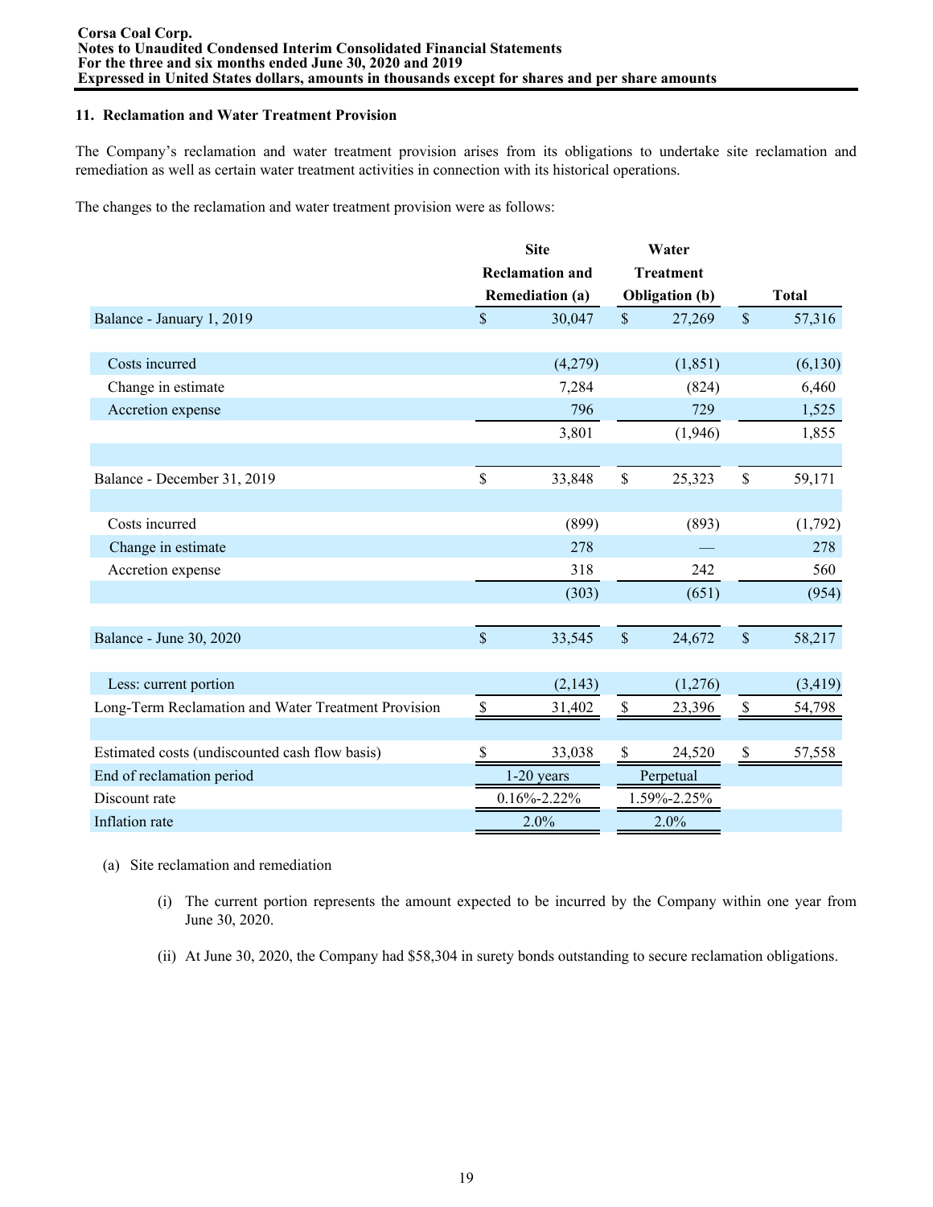## 11. Reclamation and Water Treatment Provision

The Company's reclamation and water treatment provision arises from its obligations to undertake site reclamation and remediation as well as certain water treatment activities in connection with its historical operations.

The changes to the reclamation and water treatment provision were as follows:

| | Site Reclamation and Remediation (a) | Water Treatment Obligation (b) | Total |
|---|---|---|---|
| Balance - January 1, 2019 | $ 30,047 | $ 27,269 | $ 57,316 |
| | | | |
| Costs incurred | (4,279) | (1,851) | (6,130) |
| Change in estimate | 7,284 | (824) | 6,460 |
| Accretion expense | 796 | 729 | 1,525 |
| | 3,801 | (1,946) | 1,855 |
| | | | |
| Balance - December 31, 2019 | $ 33,848 | $ 25,323 | $ 59,171 |
| | | | |
| Costs incurred | (899) | (893) | (1,792) |
| Change in estimate | 278 | — | 278 |
| Accretion expense | 318 | 242 | 560 |
| | (303) | (651) | (954) |
| | | | |
| Balance - June 30, 2020 | $ 33,545 | $ 24,672 | $ 58,217 |
| | | | |
| Less: current portion | (2,143) | (1,276) | (3,419) |
| Long-Term Reclamation and Water Treatment Provision | $ 31,402 | $ 23,396 | $ 54,798 |
| | | | |
| Estimated costs (undiscounted cash flow basis) | $ 33,038 | $ 24,520 | $ 57,558 |
| End of reclamation period | 1-20 years | Perpetual | |
| Discount rate | 0.16%-2.22% | 1.59%-2.25% | |
| Inflation rate | 2.0% | 2.0% | |

(a) Site reclamation and remediation

   (i) The current portion represents the amount expected to be incurred by the Company within one year from June 30, 2020.

   (ii) At June 30, 2020, the Company had $58,304 in surety bonds outstanding to secure reclamation obligations.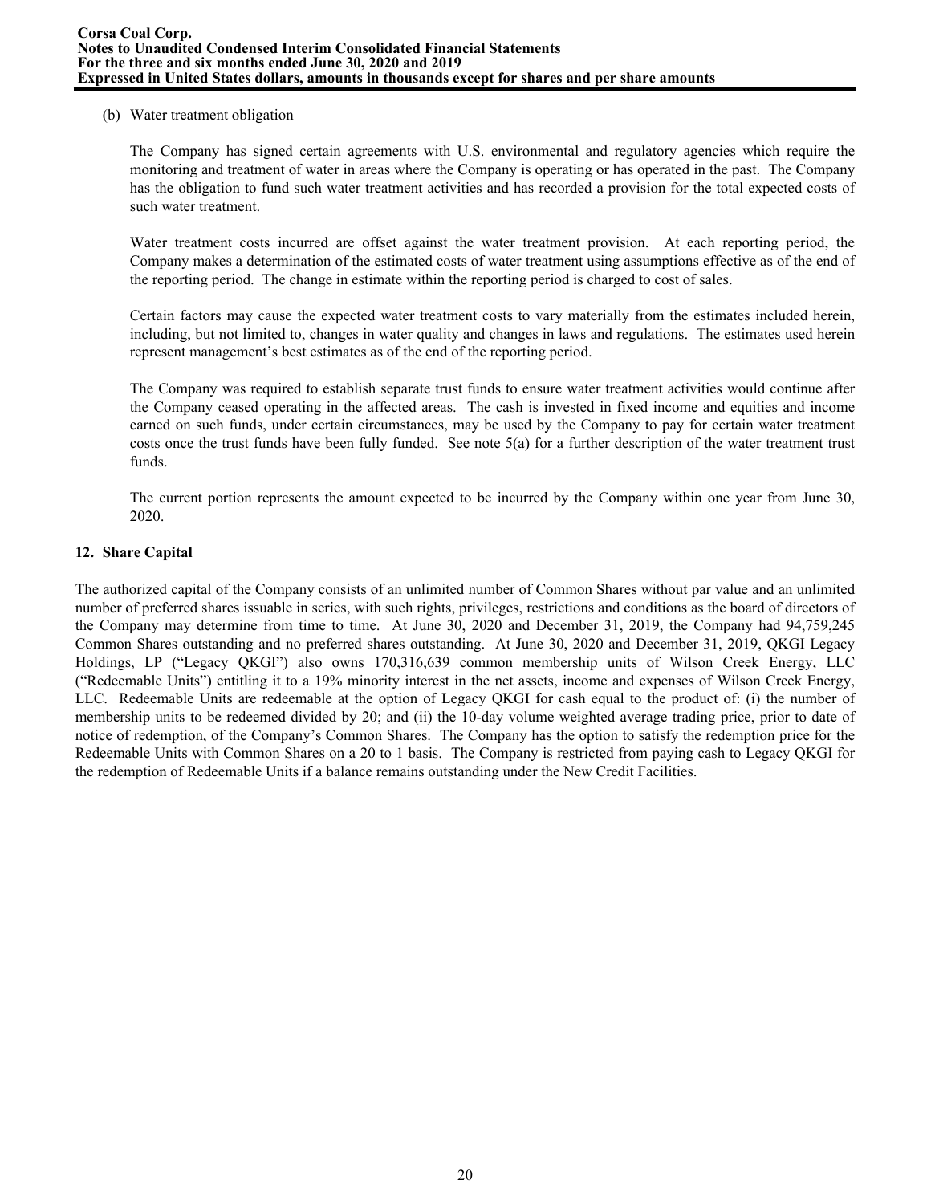(b) Water treatment obligation

The Company has signed certain agreements with U.S. environmental and regulatory agencies which require the monitoring and treatment of water in areas where the Company is operating or has operated in the past. The Company has the obligation to fund such water treatment activities and has recorded a provision for the total expected costs of such water treatment.

Water treatment costs incurred are offset against the water treatment provision. At each reporting period, the Company makes a determination of the estimated costs of water treatment using assumptions effective as of the end of the reporting period. The change in estimate within the reporting period is charged to cost of sales.

Certain factors may cause the expected water treatment costs to vary materially from the estimates included herein, including, but not limited to, changes in water quality and changes in laws and regulations. The estimates used herein represent management's best estimates as of the end of the reporting period.

The Company was required to establish separate trust funds to ensure water treatment activities would continue after the Company ceased operating in the affected areas. The cash is invested in fixed income and equities and income earned on such funds, under certain circumstances, may be used by the Company to pay for certain water treatment costs once the trust funds have been fully funded. See note 5(a) for a further description of the water treatment trust funds.

The current portion represents the amount expected to be incurred by the Company within one year from June 30, 2020.

## 12. Share Capital

The authorized capital of the Company consists of an unlimited number of Common Shares without par value and an unlimited number of preferred shares issuable in series, with such rights, privileges, restrictions and conditions as the board of directors of the Company may determine from time to time. At June 30, 2020 and December 31, 2019, the Company had 94,759,245 Common Shares outstanding and no preferred shares outstanding. At June 30, 2020 and December 31, 2019, QKGI Legacy Holdings, LP ("Legacy QKGI") also owns 170,316,639 common membership units of Wilson Creek Energy, LLC ("Redeemable Units") entitling it to a 19% minority interest in the net assets, income and expenses of Wilson Creek Energy, LLC. Redeemable Units are redeemable at the option of Legacy QKGI for cash equal to the product of: (i) the number of membership units to be redeemed divided by 20; and (ii) the 10-day volume weighted average trading price, prior to date of notice of redemption, of the Company's Common Shares. The Company has the option to satisfy the redemption price for the Redeemable Units with Common Shares on a 20 to 1 basis. The Company is restricted from paying cash to Legacy QKGI for the redemption of Redeemable Units if a balance remains outstanding under the New Credit Facilities.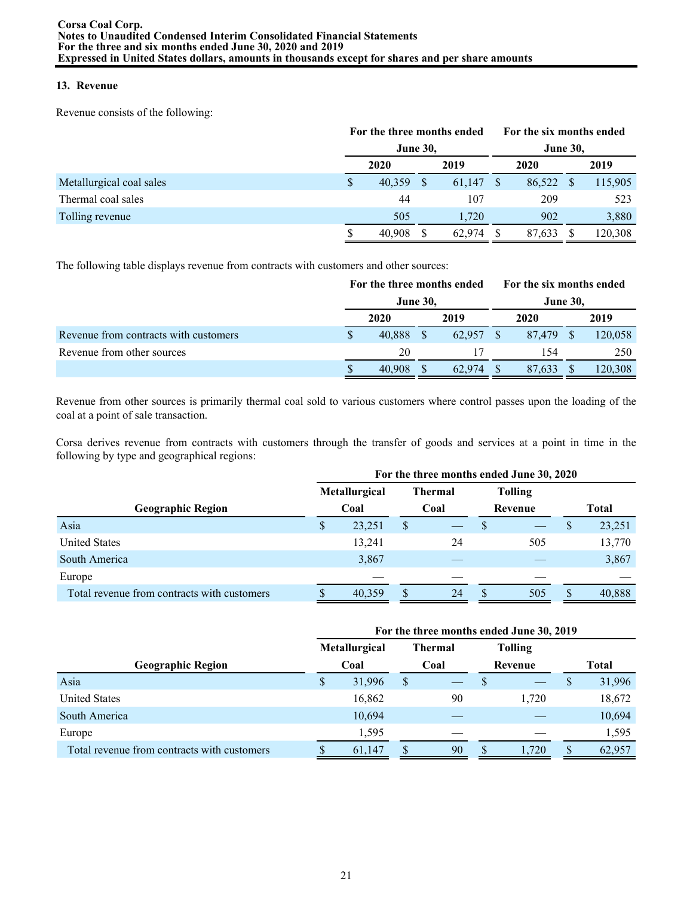## 13. Revenue

Revenue consists of the following:

| | For the three months ended June 30, | | For the six months ended June 30, | |
|---|---|---|---|---|
| | 2020 | 2019 | 2020 | 2019 |
| Metallurgical coal sales | $ 40,359 | $ 61,147 | $ 86,522 | $ 115,905 |
| Thermal coal sales | 44 | 107 | 209 | 523 |
| Tolling revenue | 505 | 1,720 | 902 | 3,880 |
| | $ 40,908 | $ 62,974 | $ 87,633 | $ 120,308 |

The following table displays revenue from contracts with customers and other sources:

| | For the three months ended June 30, | | For the six months ended June 30, | |
|---|---|---|---|---|
| | 2020 | 2019 | 2020 | 2019 |
| Revenue from contracts with customers | $ 40,888 | $ 62,957 | $ 87,479 | $ 120,058 |
| Revenue from other sources | 20 | 17 | 154 | 250 |
| | $ 40,908 | $ 62,974 | $ 87,633 | $ 120,308 |

Revenue from other sources is primarily thermal coal sold to various customers where control passes upon the loading of the coal at a point of sale transaction.

Corsa derives revenue from contracts with customers through the transfer of goods and services at a point in time in the following by type and geographical regions:

| | For the three months ended June 30, 2020 | | | |
|---|---|---|---|---|
| Geographic Region | Metallurgical Coal | Thermal Coal | Tolling Revenue | Total |
| Asia | $ 23,251 | $ — | $ — | $ 23,251 |
| United States | 13,241 | 24 | 505 | 13,770 |
| South America | 3,867 | — | — | 3,867 |
| Europe | — | — | — | — |
| Total revenue from contracts with customers | $ 40,359 | $ 24 | $ 505 | $ 40,888 |

| | For the three months ended June 30, 2019 | | | |
|---|---|---|---|---|
| Geographic Region | Metallurgical Coal | Thermal Coal | Tolling Revenue | Total |
| Asia | $ 31,996 | $ — | $ — | $ 31,996 |
| United States | 16,862 | 90 | 1,720 | 18,672 |
| South America | 10,694 | — | — | 10,694 |
| Europe | 1,595 | — | — | 1,595 |
| Total revenue from contracts with customers | $ 61,147 | $ 90 | $ 1,720 | $ 62,957 |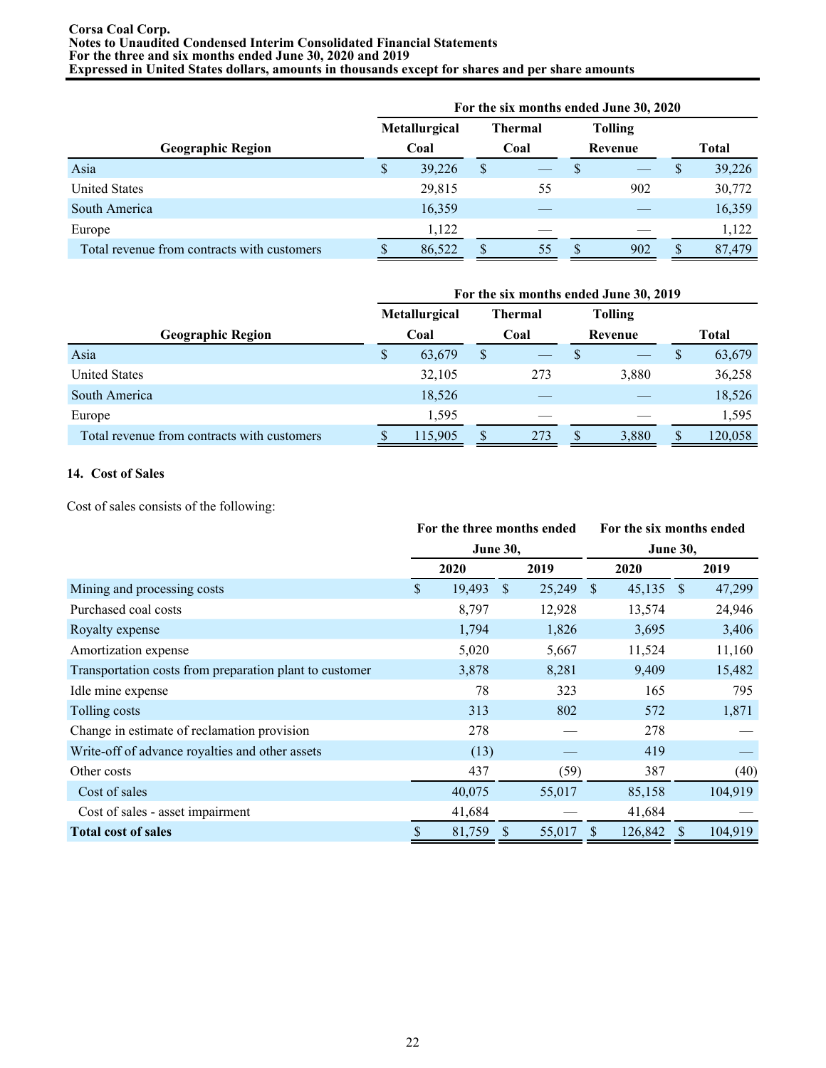| Geographic Region | For the six months ended June 30, 2020 | | | |
|---|---|---|---|---|
| | Metallurgical Coal | Thermal Coal | Tolling Revenue | Total |
| Asia | $ 39,226 | $ — | $ — | $ 39,226 |
| United States | 29,815 | 55 | 902 | 30,772 |
| South America | 16,359 | — | — | 16,359 |
| Europe | 1,122 | — | — | 1,122 |
| Total revenue from contracts with customers | $ 86,522 | $ 55 | $ 902 | $ 87,479 |

| Geographic Region | For the six months ended June 30, 2019 | | | |
|---|---|---|---|---|
| | Metallurgical Coal | Thermal Coal | Tolling Revenue | Total |
| Asia | $ 63,679 | $ — | $ — | $ 63,679 |
| United States | 32,105 | 273 | 3,880 | 36,258 |
| South America | 18,526 | — | — | 18,526 |
| Europe | 1,595 | — | — | 1,595 |
| Total revenue from contracts with customers | $ 115,905 | $ 273 | $ 3,880 | $ 120,058 |

## 14. Cost of Sales

Cost of sales consists of the following:

| | For the three months ended June 30, | | For the six months ended June 30, | |
|---|---|---|---|---|
| | 2020 | 2019 | 2020 | 2019 |
| Mining and processing costs | $ 19,493 | $ 25,249 | $ 45,135 | $ 47,299 |
| Purchased coal costs | 8,797 | 12,928 | 13,574 | 24,946 |
| Royalty expense | 1,794 | 1,826 | 3,695 | 3,406 |
| Amortization expense | 5,020 | 5,667 | 11,524 | 11,160 |
| Transportation costs from preparation plant to customer | 3,878 | 8,281 | 9,409 | 15,482 |
| Idle mine expense | 78 | 323 | 165 | 795 |
| Tolling costs | 313 | 802 | 572 | 1,871 |
| Change in estimate of reclamation provision | 278 | — | 278 | — |
| Write-off of advance royalties and other assets | (13) | — | 419 | — |
| Other costs | 437 | (59) | 387 | (40) |
| Cost of sales | 40,075 | 55,017 | 85,158 | 104,919 |
| Cost of sales - asset impairment | 41,684 | — | 41,684 | — |
| **Total cost of sales** | $ 81,759 | $ 55,017 | $ 126,842 | $ 104,919 |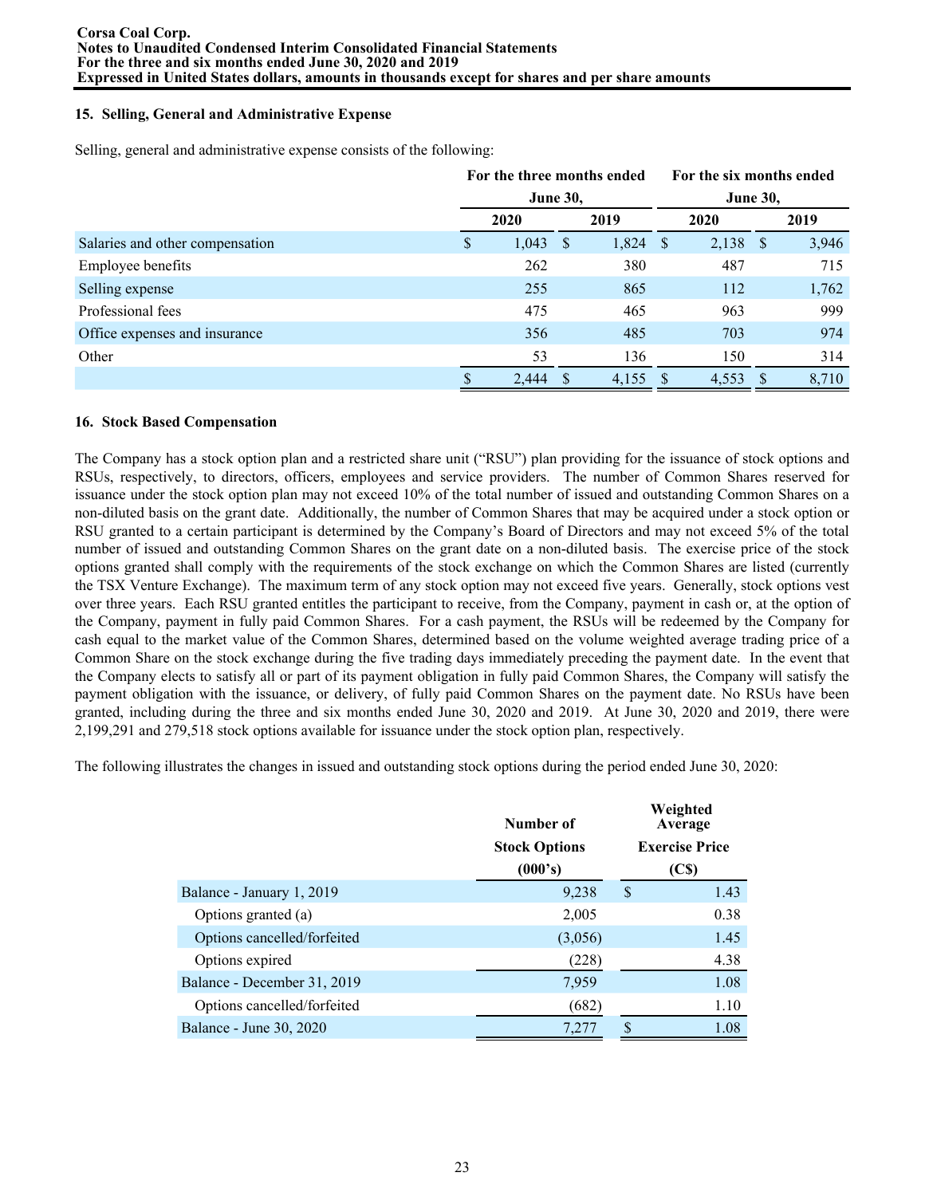## 15. Selling, General and Administrative Expense

Selling, general and administrative expense consists of the following:

| | For the three months ended June 30, | | For the six months ended June 30, | |
|---|---|---|---|---|
| | 2020 | 2019 | 2020 | 2019 |
| Salaries and other compensation | $ 1,043 | $ 1,824 | $ 2,138 | $ 3,946 |
| Employee benefits | 262 | 380 | 487 | 715 |
| Selling expense | 255 | 865 | 112 | 1,762 |
| Professional fees | 475 | 465 | 963 | 999 |
| Office expenses and insurance | 356 | 485 | 703 | 974 |
| Other | 53 | 136 | 150 | 314 |
| | $ 2,444 | $ 4,155 | $ 4,553 | $ 8,710 |

## 16. Stock Based Compensation

The Company has a stock option plan and a restricted share unit ("RSU") plan providing for the issuance of stock options and RSUs, respectively, to directors, officers, employees and service providers. The number of Common Shares reserved for issuance under the stock option plan may not exceed 10% of the total number of issued and outstanding Common Shares on a non-diluted basis on the grant date. Additionally, the number of Common Shares that may be acquired under a stock option or RSU granted to a certain participant is determined by the Company's Board of Directors and may not exceed 5% of the total number of issued and outstanding Common Shares on the grant date on a non-diluted basis. The exercise price of the stock options granted shall comply with the requirements of the stock exchange on which the Common Shares are listed (currently the TSX Venture Exchange). The maximum term of any stock option may not exceed five years. Generally, stock options vest over three years. Each RSU granted entitles the participant to receive, from the Company, payment in cash or, at the option of the Company, payment in fully paid Common Shares. For a cash payment, the RSUs will be redeemed by the Company for cash equal to the market value of the Common Shares, determined based on the volume weighted average trading price of a Common Share on the stock exchange during the five trading days immediately preceding the payment date. In the event that the Company elects to satisfy all or part of its payment obligation in fully paid Common Shares, the Company will satisfy the payment obligation with the issuance, or delivery, of fully paid Common Shares on the payment date. No RSUs have been granted, including during the three and six months ended June 30, 2020 and 2019. At June 30, 2020 and 2019, there were 2,199,291 and 279,518 stock options available for issuance under the stock option plan, respectively.

The following illustrates the changes in issued and outstanding stock options during the period ended June 30, 2020:

| | Number of Stock Options (000's) | Weighted Average Exercise Price (C$) |
|---|---|---|
| Balance - January 1, 2019 | 9,238 | $ 1.43 |
| Options granted (a) | 2,005 | 0.38 |
| Options cancelled/forfeited | (3,056) | 1.45 |
| Options expired | (228) | 4.38 |
| Balance - December 31, 2019 | 7,959 | 1.08 |
| Options cancelled/forfeited | (682) | 1.10 |
| Balance - June 30, 2020 | 7,277 | $ 1.08 |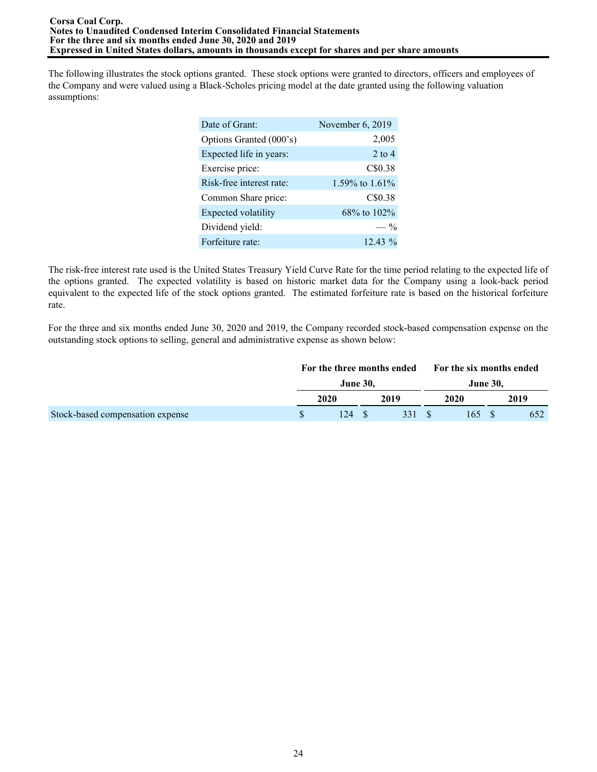The following illustrates the stock options granted. These stock options were granted to directors, officers and employees of the Company and were valued using a Black-Scholes pricing model at the date granted using the following valuation assumptions:

| | |
|---|---|
| Date of Grant: | November 6, 2019 |
| Options Granted (000's) | 2,005 |
| Expected life in years: | 2 to 4 |
| Exercise price: | C$0.38 |
| Risk-free interest rate: | 1.59% to 1.61% |
| Common Share price: | C$0.38 |
| Expected volatility | 68% to 102% |
| Dividend yield: | — % |
| Forfeiture rate: | 12.43 % |

The risk-free interest rate used is the United States Treasury Yield Curve Rate for the time period relating to the expected life of the options granted. The expected volatility is based on historic market data for the Company using a look-back period equivalent to the expected life of the stock options granted. The estimated forfeiture rate is based on the historical forfeiture rate.

For the three and six months ended June 30, 2020 and 2019, the Company recorded stock-based compensation expense on the outstanding stock options to selling, general and administrative expense as shown below:

| | For the three months ended June 30, | | For the six months ended June 30, | |
|---|---|---|---|---|
| | 2020 | 2019 | 2020 | 2019 |
| Stock-based compensation expense | $ 124 | $ 331 | $ 165 | $ 652 |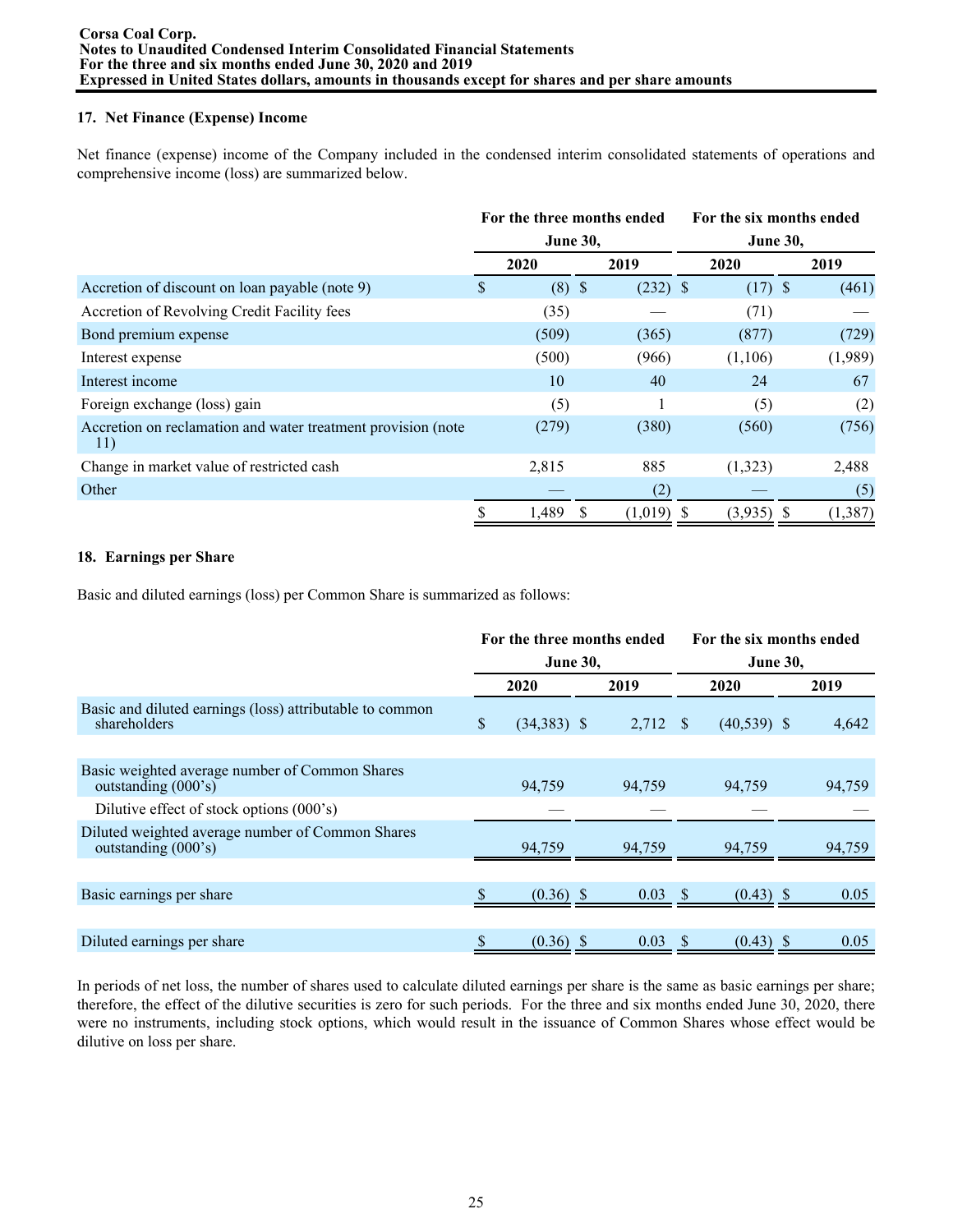## 17. Net Finance (Expense) Income

Net finance (expense) income of the Company included in the condensed interim consolidated statements of operations and comprehensive income (loss) are summarized below.

| | For the three months ended June 30, | | For the six months ended June 30, | |
|---|---|---|---|---|
| | 2020 | 2019 | 2020 | 2019 |
| Accretion of discount on loan payable (note 9) | $ (8) | $ (232) | $ (17) | $ (461) |
| Accretion of Revolving Credit Facility fees | (35) | — | (71) | — |
| Bond premium expense | (509) | (365) | (877) | (729) |
| Interest expense | (500) | (966) | (1,106) | (1,989) |
| Interest income | 10 | 40 | 24 | 67 |
| Foreign exchange (loss) gain | (5) | 1 | (5) | (2) |
| Accretion on reclamation and water treatment provision (note 11) | (279) | (380) | (560) | (756) |
| Change in market value of restricted cash | 2,815 | 885 | (1,323) | 2,488 |
| Other | — | (2) | — | (5) |
| | $ 1,489 | $ (1,019) | $ (3,935) | $ (1,387) |

## 18. Earnings per Share

Basic and diluted earnings (loss) per Common Share is summarized as follows:

| | For the three months ended June 30, | | For the six months ended June 30, | |
|---|---|---|---|---|
| | 2020 | 2019 | 2020 | 2019 |
| Basic and diluted earnings (loss) attributable to common shareholders | $ (34,383) | $ 2,712 | $ (40,539) | $ 4,642 |
| | | | | |
| Basic weighted average number of Common Shares outstanding (000's) | 94,759 | 94,759 | 94,759 | 94,759 |
| Dilutive effect of stock options (000's) | — | — | — | — |
| Diluted weighted average number of Common Shares outstanding (000's) | 94,759 | 94,759 | 94,759 | 94,759 |
| | | | | |
| Basic earnings per share | $ (0.36) | $ 0.03 | $ (0.43) | $ 0.05 |
| | | | | |
| Diluted earnings per share | $ (0.36) | $ 0.03 | $ (0.43) | $ 0.05 |

In periods of net loss, the number of shares used to calculate diluted earnings per share is the same as basic earnings per share; therefore, the effect of the dilutive securities is zero for such periods. For the three and six months ended June 30, 2020, there were no instruments, including stock options, which would result in the issuance of Common Shares whose effect would be dilutive on loss per share.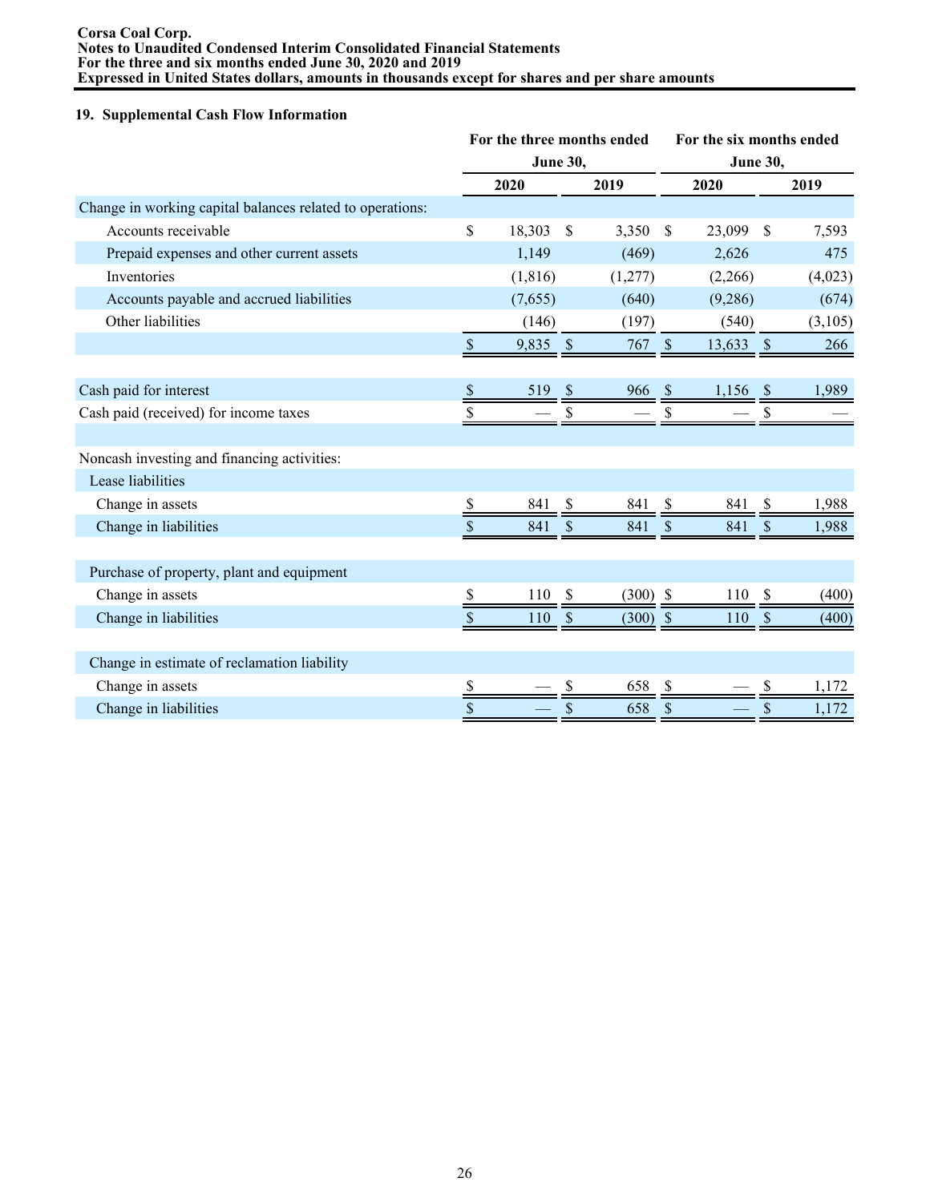Corsa Coal Corp.
Notes to Unaudited Condensed Interim Consolidated Financial Statements
For the three and six months ended June 30, 2020 and 2019
Expressed in United States dollars, amounts in thousands except for shares and per share amounts

### 19. Supplemental Cash Flow Information

| | For the three months ended June 30, | | For the six months ended June 30, | |
|---|---|---|---|---|
| | 2020 | 2019 | 2020 | 2019 |
| Change in working capital balances related to operations: | | | | |
| Accounts receivable | $ 18,303 | $ 3,350 | $ 23,099 | $ 7,593 |
| Prepaid expenses and other current assets | 1,149 | (469) | 2,626 | 475 |
| Inventories | (1,816) | (1,277) | (2,266) | (4,023) |
| Accounts payable and accrued liabilities | (7,655) | (640) | (9,286) | (674) |
| Other liabilities | (146) | (197) | (540) | (3,105) |
| | $ 9,835 | $ 767 | $ 13,633 | $ 266 |
| | | | | |
| Cash paid for interest | $ 519 | $ 966 | $ 1,156 | $ 1,989 |
| Cash paid (received) for income taxes | $ — | $ — | $ — | $ — |
| | | | | |
| Noncash investing and financing activities: | | | | |
| Lease liabilities | | | | |
| Change in assets | $ 841 | $ 841 | $ 841 | $ 1,988 |
| Change in liabilities | $ 841 | $ 841 | $ 841 | $ 1,988 |
| | | | | |
| Purchase of property, plant and equipment | | | | |
| Change in assets | $ 110 | $ (300) | $ 110 | $ (400) |
| Change in liabilities | $ 110 | $ (300) | $ 110 | $ (400) |
| | | | | |
| Change in estimate of reclamation liability | | | | |
| Change in assets | $ — | $ 658 | $ — | $ 1,172 |
| Change in liabilities | $ — | $ 658 | $ — | $ 1,172 |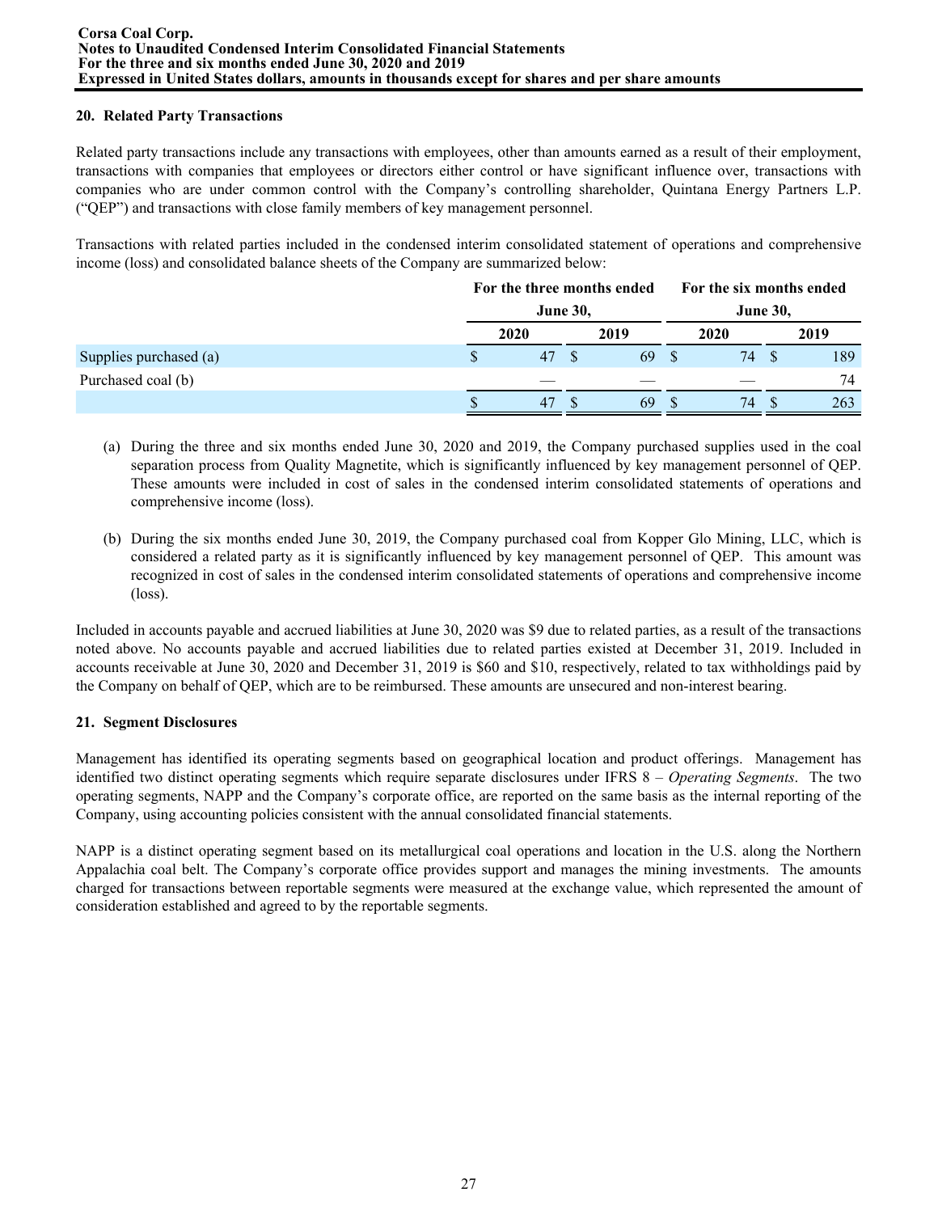## 20. Related Party Transactions

Related party transactions include any transactions with employees, other than amounts earned as a result of their employment, transactions with companies that employees or directors either control or have significant influence over, transactions with companies who are under common control with the Company's controlling shareholder, Quintana Energy Partners L.P. ("QEP") and transactions with close family members of key management personnel.

Transactions with related parties included in the condensed interim consolidated statement of operations and comprehensive income (loss) and consolidated balance sheets of the Company are summarized below:

| | For the three months ended June 30, | | For the six months ended June 30, | |
|---|---|---|---|---|
| | **2020** | **2019** | **2020** | **2019** |
| Supplies purchased (a) | $ 47 | $ 69 | $ 74 | $ 189 |
| Purchased coal (b) | — | — | — | 74 |
| | $ 47 | $ 69 | $ 74 | $ 263 |

(a) During the three and six months ended June 30, 2020 and 2019, the Company purchased supplies used in the coal separation process from Quality Magnetite, which is significantly influenced by key management personnel of QEP. These amounts were included in cost of sales in the condensed interim consolidated statements of operations and comprehensive income (loss).

(b) During the six months ended June 30, 2019, the Company purchased coal from Kopper Glo Mining, LLC, which is considered a related party as it is significantly influenced by key management personnel of QEP. This amount was recognized in cost of sales in the condensed interim consolidated statements of operations and comprehensive income (loss).

Included in accounts payable and accrued liabilities at June 30, 2020 was $9 due to related parties, as a result of the transactions noted above. No accounts payable and accrued liabilities due to related parties existed at December 31, 2019. Included in accounts receivable at June 30, 2020 and December 31, 2019 is $60 and $10, respectively, related to tax withholdings paid by the Company on behalf of QEP, which are to be reimbursed. These amounts are unsecured and non-interest bearing.

## 21. Segment Disclosures

Management has identified its operating segments based on geographical location and product offerings. Management has identified two distinct operating segments which require separate disclosures under IFRS 8 – *Operating Segments*. The two operating segments, NAPP and the Company's corporate office, are reported on the same basis as the internal reporting of the Company, using accounting policies consistent with the annual consolidated financial statements.

NAPP is a distinct operating segment based on its metallurgical coal operations and location in the U.S. along the Northern Appalachia coal belt. The Company's corporate office provides support and manages the mining investments. The amounts charged for transactions between reportable segments were measured at the exchange value, which represented the amount of consideration established and agreed to by the reportable segments.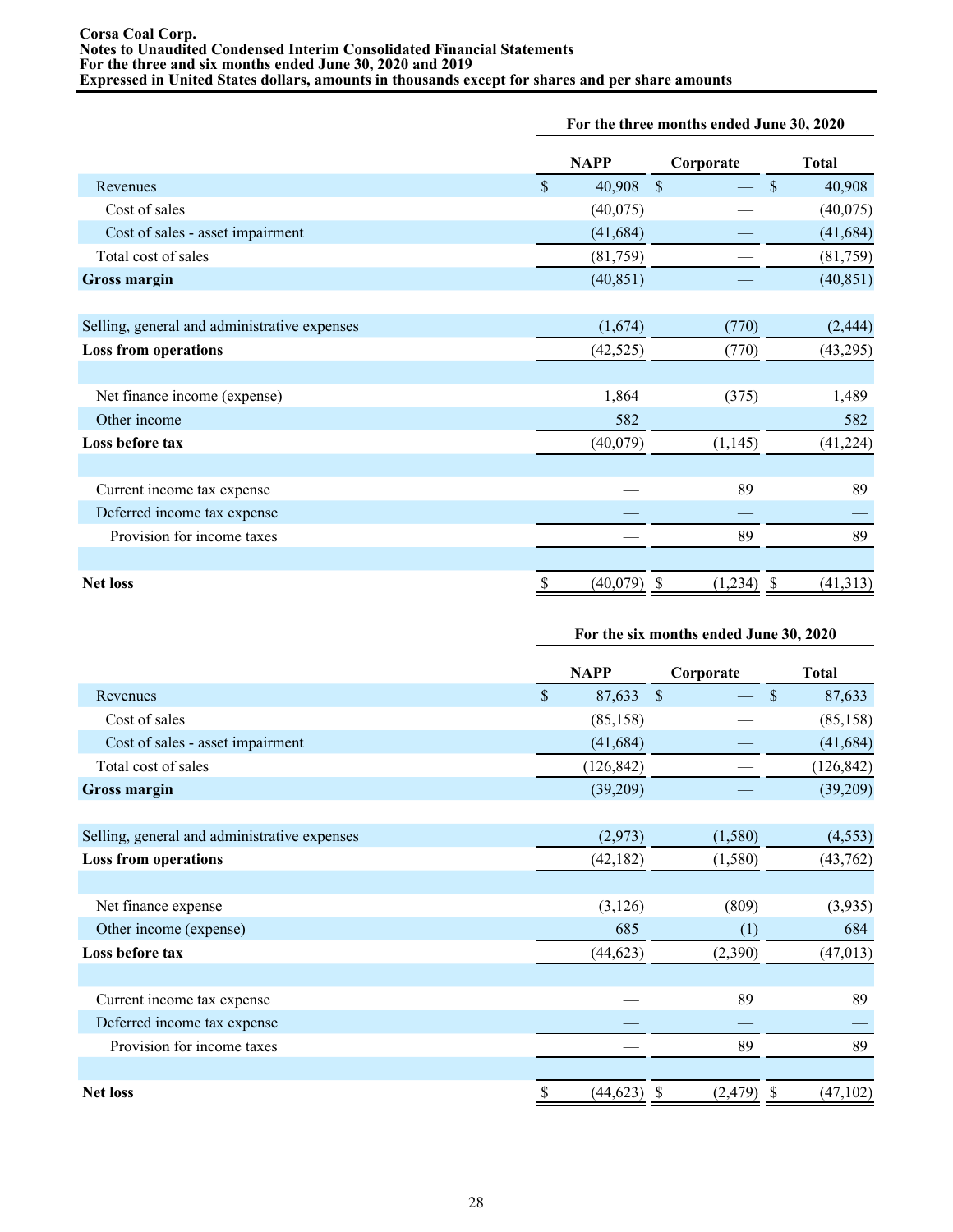|  | For the three months ended June 30, 2020 | | |
|---|---|---|---|
|  | NAPP | Corporate | Total |
| Revenues | $ 40,908 | $ — | $ 40,908 |
| Cost of sales | (40,075) | — | (40,075) |
| Cost of sales - asset impairment | (41,684) | — | (41,684) |
| Total cost of sales | (81,759) | — | (81,759) |
| **Gross margin** | (40,851) | — | (40,851) |
|  |  |  |  |
| Selling, general and administrative expenses | (1,674) | (770) | (2,444) |
| **Loss from operations** | (42,525) | (770) | (43,295) |
|  |  |  |  |
| Net finance income (expense) | 1,864 | (375) | 1,489 |
| Other income | 582 | — | 582 |
| **Loss before tax** | (40,079) | (1,145) | (41,224) |
|  |  |  |  |
| Current income tax expense | — | 89 | 89 |
| Deferred income tax expense | — | — | — |
| Provision for income taxes | — | 89 | 89 |
|  |  |  |  |
| **Net loss** | $ (40,079) | $ (1,234) | $ (41,313) |

|  | For the six months ended June 30, 2020 | | |
|---|---|---|---|
|  | NAPP | Corporate | Total |
| Revenues | $ 87,633 | $ — | $ 87,633 |
| Cost of sales | (85,158) | — | (85,158) |
| Cost of sales - asset impairment | (41,684) | — | (41,684) |
| Total cost of sales | (126,842) | — | (126,842) |
| **Gross margin** | (39,209) | — | (39,209) |
|  |  |  |  |
| Selling, general and administrative expenses | (2,973) | (1,580) | (4,553) |
| **Loss from operations** | (42,182) | (1,580) | (43,762) |
|  |  |  |  |
| Net finance expense | (3,126) | (809) | (3,935) |
| Other income (expense) | 685 | (1) | 684 |
| **Loss before tax** | (44,623) | (2,390) | (47,013) |
|  |  |  |  |
| Current income tax expense | — | 89 | 89 |
| Deferred income tax expense | — | — | — |
| Provision for income taxes | — | 89 | 89 |
|  |  |  |  |
| **Net loss** | $ (44,623) | $ (2,479) | $ (47,102) |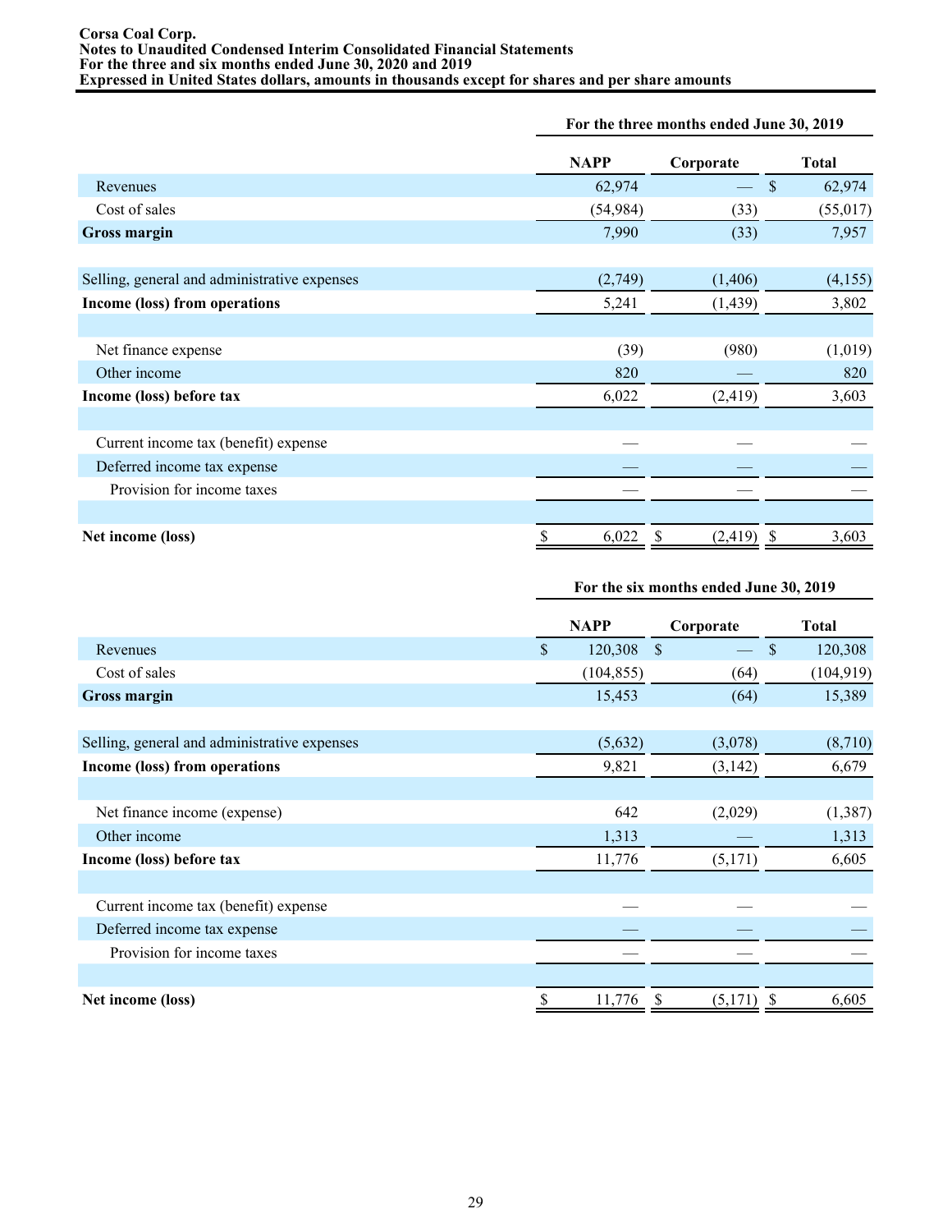**Corsa Coal Corp.**
**Notes to Unaudited Condensed Interim Consolidated Financial Statements**
**For the three and six months ended June 30, 2020 and 2019**
**Expressed in United States dollars, amounts in thousands except for shares and per share amounts**

| | For the three months ended June 30, 2019 | | |
|---|---|---|---|
| | **NAPP** | **Corporate** | **Total** |
| Revenues | 62,974 | — | $ 62,974 |
| Cost of sales | (54,984) | (33) | (55,017) |
| **Gross margin** | 7,990 | (33) | 7,957 |
| | | | |
| Selling, general and administrative expenses | (2,749) | (1,406) | (4,155) |
| **Income (loss) from operations** | 5,241 | (1,439) | 3,802 |
| | | | |
| Net finance expense | (39) | (980) | (1,019) |
| Other income | 820 | — | 820 |
| **Income (loss) before tax** | 6,022 | (2,419) | 3,603 |
| | | | |
| Current income tax (benefit) expense | — | — | — |
| Deferred income tax expense | — | — | — |
| Provision for income taxes | — | — | — |
| | | | |
| **Net income (loss)** | $ 6,022 | $ (2,419) | $ 3,603 |

| | For the six months ended June 30, 2019 | | |
|---|---|---|---|
| | **NAPP** | **Corporate** | **Total** |
| Revenues | $ 120,308 | $ — | $ 120,308 |
| Cost of sales | (104,855) | (64) | (104,919) |
| **Gross margin** | 15,453 | (64) | 15,389 |
| | | | |
| Selling, general and administrative expenses | (5,632) | (3,078) | (8,710) |
| **Income (loss) from operations** | 9,821 | (3,142) | 6,679 |
| | | | |
| Net finance income (expense) | 642 | (2,029) | (1,387) |
| Other income | 1,313 | — | 1,313 |
| **Income (loss) before tax** | 11,776 | (5,171) | 6,605 |
| | | | |
| Current income tax (benefit) expense | — | — | — |
| Deferred income tax expense | — | — | — |
| Provision for income taxes | — | — | — |
| | | | |
| **Net income (loss)** | $ 11,776 | $ (5,171) | $ 6,605 |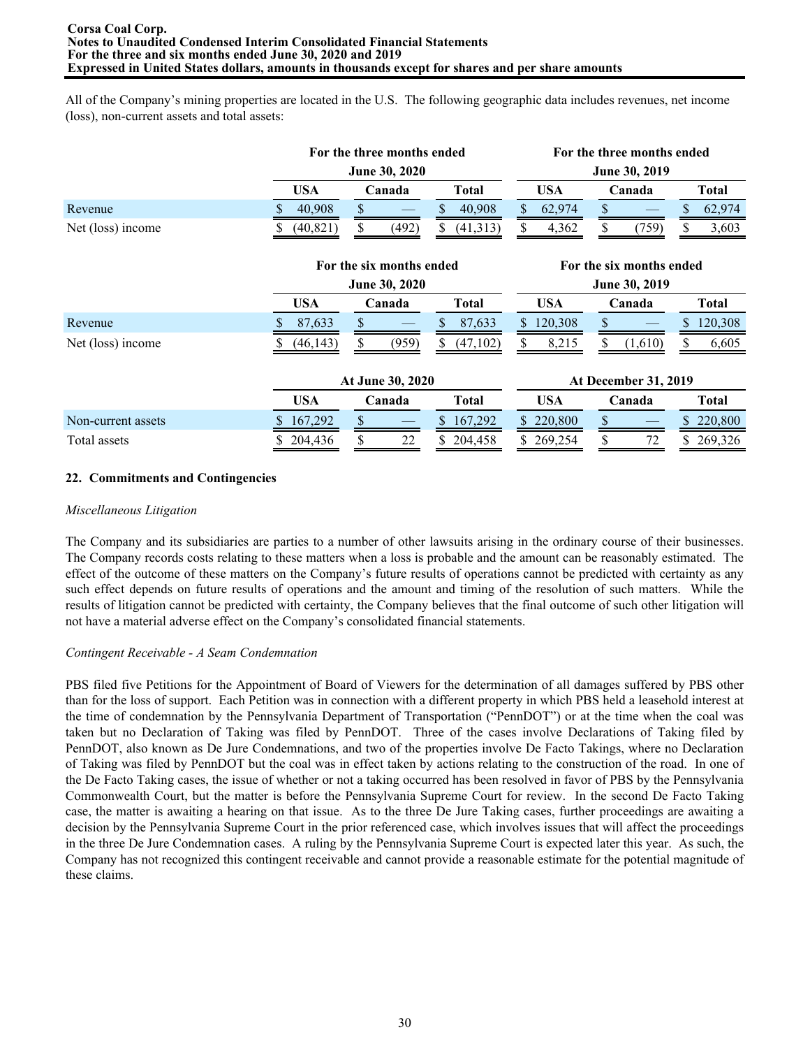All of the Company's mining properties are located in the U.S. The following geographic data includes revenues, net income (loss), non-current assets and total assets:

| | For the three months ended June 30, 2020 | | | For the three months ended June 30, 2019 | | |
|---|---|---|---|---|---|---|
| | USA | Canada | Total | USA | Canada | Total |
| Revenue | $ 40,908 | $ — | $ 40,908 | $ 62,974 | $ — | $ 62,974 |
| Net (loss) income | $ (40,821) | $ (492) | $ (41,313) | $ 4,362 | $ (759) | $ 3,603 |

| | For the six months ended June 30, 2020 | | | For the six months ended June 30, 2019 | | |
|---|---|---|---|---|---|---|
| | USA | Canada | Total | USA | Canada | Total |
| Revenue | $ 87,633 | $ — | $ 87,633 | $ 120,308 | $ — | $ 120,308 |
| Net (loss) income | $ (46,143) | $ (959) | $ (47,102) | $ 8,215 | $ (1,610) | $ 6,605 |

| | At June 30, 2020 | | | At December 31, 2019 | | |
|---|---|---|---|---|---|---|
| | USA | Canada | Total | USA | Canada | Total |
| Non-current assets | $ 167,292 | $ — | $ 167,292 | $ 220,800 | $ — | $ 220,800 |
| Total assets | $ 204,436 | $ 22 | $ 204,458 | $ 269,254 | $ 72 | $ 269,326 |

## 22. Commitments and Contingencies

*Miscellaneous Litigation*

The Company and its subsidiaries are parties to a number of other lawsuits arising in the ordinary course of their businesses. The Company records costs relating to these matters when a loss is probable and the amount can be reasonably estimated. The effect of the outcome of these matters on the Company's future results of operations cannot be predicted with certainty as any such effect depends on future results of operations and the amount and timing of the resolution of such matters. While the results of litigation cannot be predicted with certainty, the Company believes that the final outcome of such other litigation will not have a material adverse effect on the Company's consolidated financial statements.

*Contingent Receivable - A Seam Condemnation*

PBS filed five Petitions for the Appointment of Board of Viewers for the determination of all damages suffered by PBS other than for the loss of support. Each Petition was in connection with a different property in which PBS held a leasehold interest at the time of condemnation by the Pennsylvania Department of Transportation ("PennDOT") or at the time when the coal was taken but no Declaration of Taking was filed by PennDOT. Three of the cases involve Declarations of Taking filed by PennDOT, also known as De Jure Condemnations, and two of the properties involve De Facto Takings, where no Declaration of Taking was filed by PennDOT but the coal was in effect taken by actions relating to the construction of the road. In one of the De Facto Taking cases, the issue of whether or not a taking occurred has been resolved in favor of PBS by the Pennsylvania Commonwealth Court, but the matter is before the Pennsylvania Supreme Court for review. In the second De Facto Taking case, the matter is awaiting a hearing on that issue. As to the three De Jure Taking cases, further proceedings are awaiting a decision by the Pennsylvania Supreme Court in the prior referenced case, which involves issues that will affect the proceedings in the three De Jure Condemnation cases. A ruling by the Pennsylvania Supreme Court is expected later this year. As such, the Company has not recognized this contingent receivable and cannot provide a reasonable estimate for the potential magnitude of these claims.